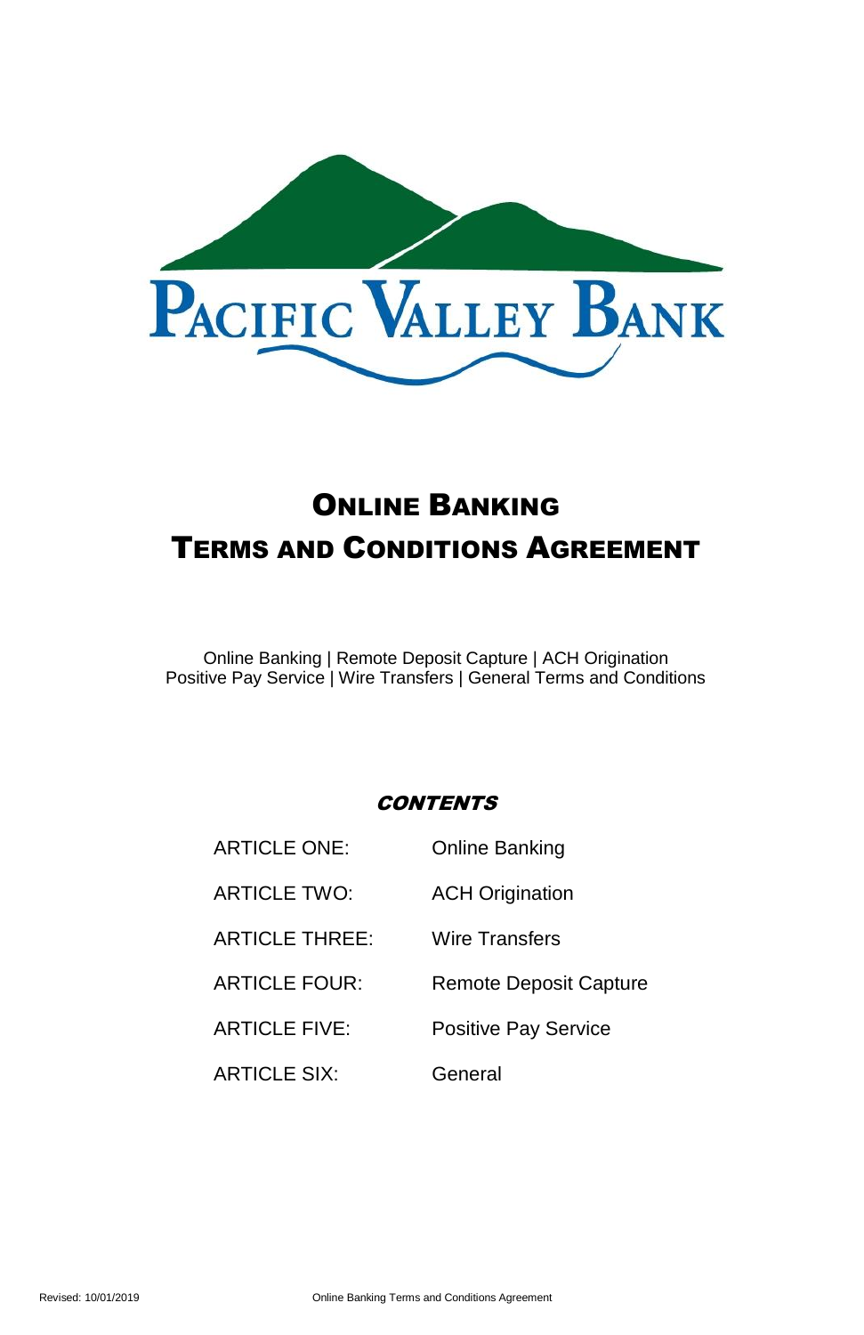# Pacific Valley Bank

# Online Banking
# Terms and Conditions Agreement

Online Banking | Remote Deposit Capture | ACH Origination
Positive Pay Service | Wire Transfers | General Terms and Conditions

## *CONTENTS*

| | |
|---|---|
| ARTICLE ONE: | Online Banking |
| ARTICLE TWO: | ACH Origination |
| ARTICLE THREE: | Wire Transfers |
| ARTICLE FOUR: | Remote Deposit Capture |
| ARTICLE FIVE: | Positive Pay Service |
| ARTICLE SIX: | General |

Revised: 10/01/2019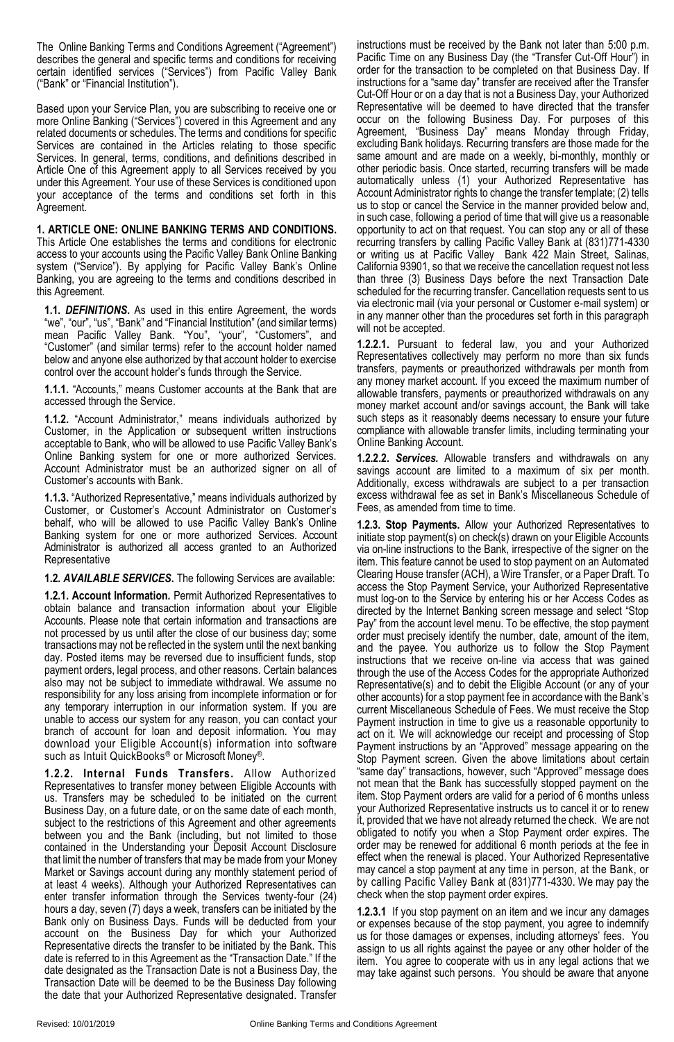The Online Banking Terms and Conditions Agreement ("Agreement") describes the general and specific terms and conditions for receiving certain identified services ("Services") from Pacific Valley Bank ("Bank" or "Financial Institution").

Based upon your Service Plan, you are subscribing to receive one or more Online Banking ("Services") covered in this Agreement and any related documents or schedules. The terms and conditions for specific Services are contained in the Articles relating to those specific Services. In general, terms, conditions, and definitions described in Article One of this Agreement apply to all Services received by you under this Agreement. Your use of these Services is conditioned upon your acceptance of the terms and conditions set forth in this Agreement.

**1. ARTICLE ONE: ONLINE BANKING TERMS AND CONDITIONS.** This Article One establishes the terms and conditions for electronic access to your accounts using the Pacific Valley Bank Online Banking system ("Service"). By applying for Pacific Valley Bank's Online Banking, you are agreeing to the terms and conditions described in this Agreement.

**1.1.** ***DEFINITIONS.*** As used in this entire Agreement, the words "we", "our", "us", "Bank" and "Financial Institution" (and similar terms) mean Pacific Valley Bank. "You", "your", "Customers", and "Customer" (and similar terms) refer to the account holder named below and anyone else authorized by that account holder to exercise control over the account holder's funds through the Service.

**1.1.1.** "Accounts," means Customer accounts at the Bank that are accessed through the Service.

**1.1.2.** "Account Administrator," means individuals authorized by Customer, in the Application or subsequent written instructions acceptable to Bank, who will be allowed to use Pacific Valley Bank's Online Banking system for one or more authorized Services. Account Administrator must be an authorized signer on all of Customer's accounts with Bank.

**1.1.3.** "Authorized Representative," means individuals authorized by Customer, or Customer's Account Administrator on Customer's behalf, who will be allowed to use Pacific Valley Bank's Online Banking system for one or more authorized Services. Account Administrator is authorized all access granted to an Authorized Representative

**1.2.** ***AVAILABLE SERVICES.*** The following Services are available:

**1.2.1. Account Information.** Permit Authorized Representatives to obtain balance and transaction information about your Eligible Accounts. Please note that certain information and transactions are not processed by us until after the close of our business day; some transactions may not be reflected in the system until the next banking day. Posted items may be reversed due to insufficient funds, stop payment orders, legal process, and other reasons. Certain balances also may not be subject to immediate withdrawal. We assume no responsibility for any loss arising from incomplete information or for any temporary interruption in our information system. If you are unable to access our system for any reason, you can contact your branch of account for loan and deposit information. You may download your Eligible Account(s) information into software such as Intuit QuickBooks® or Microsoft Money®.

**1.2.2. Internal Funds Transfers.** Allow Authorized Representatives to transfer money between Eligible Accounts with us. Transfers may be scheduled to be initiated on the current Business Day, on a future date, or on the same date of each month, subject to the restrictions of this Agreement and other agreements between you and the Bank (including, but not limited to those contained in the Understanding your Deposit Account Disclosure that limit the number of transfers that may be made from your Money Market or Savings account during any monthly statement period of at least 4 weeks). Although your Authorized Representatives can enter transfer information through the Services twenty-four (24) hours a day, seven (7) days a week, transfers can be initiated by the Bank only on Business Days. Funds will be deducted from your account on the Business Day for which your Authorized Representative directs the transfer to be initiated by the Bank. This date is referred to in this Agreement as the "Transaction Date." If the date designated as the Transaction Date is not a Business Day, the Transaction Date will be deemed to be the Business Day following the date that your Authorized Representative designated. Transfer instructions must be received by the Bank not later than 5:00 p.m. Pacific Time on any Business Day (the "Transfer Cut-Off Hour") in order for the transaction to be completed on that Business Day. If instructions for a "same day" transfer are received after the Transfer Cut-Off Hour or on a day that is not a Business Day, your Authorized Representative will be deemed to have directed that the transfer occur on the following Business Day. For purposes of this Agreement, "Business Day" means Monday through Friday, excluding Bank holidays. Recurring transfers are those made for the same amount and are made on a weekly, bi-monthly, monthly or other periodic basis. Once started, recurring transfers will be made automatically unless (1) your Authorized Representative has Account Administrator rights to change the transfer template; (2) tells us to stop or cancel the Service in the manner provided below and, in such case, following a period of time that will give us a reasonable opportunity to act on that request. You can stop any or all of these recurring transfers by calling Pacific Valley Bank at (831)771-4330 or writing us at Pacific Valley Bank 422 Main Street, Salinas, California 93901, so that we receive the cancellation request not less than three (3) Business Days before the next Transaction Date scheduled for the recurring transfer. Cancellation requests sent to us via electronic mail (via your personal or Customer e-mail system) or in any manner other than the procedures set forth in this paragraph will not be accepted.

**1.2.2.1.** Pursuant to federal law, you and your Authorized Representatives collectively may perform no more than six funds transfers, payments or preauthorized withdrawals per month from any money market account. If you exceed the maximum number of allowable transfers, payments or preauthorized withdrawals on any money market account and/or savings account, the Bank will take such steps as it reasonably deems necessary to ensure your future compliance with allowable transfer limits, including terminating your Online Banking Account.

**1.2.2.2.** ***Services.*** Allowable transfers and withdrawals on any savings account are limited to a maximum of six per month. Additionally, excess withdrawals are subject to a per transaction excess withdrawal fee as set in Bank's Miscellaneous Schedule of Fees, as amended from time to time.

**1.2.3. Stop Payments.** Allow your Authorized Representatives to initiate stop payment(s) on check(s) drawn on your Eligible Accounts via on-line instructions to the Bank, irrespective of the signer on the item. This feature cannot be used to stop payment on an Automated Clearing House transfer (ACH), a Wire Transfer, or a Paper Draft. To access the Stop Payment Service, your Authorized Representative must log-on to the Service by entering his or her Access Codes as directed by the Internet Banking screen message and select "Stop Pay" from the account level menu. To be effective, the stop payment order must precisely identify the number, date, amount of the item, and the payee. You authorize us to follow the Stop Payment instructions that we receive on-line via access that was gained through the use of the Access Codes for the appropriate Authorized Representative(s) and to debit the Eligible Account (or any of your other accounts) for a stop payment fee in accordance with the Bank's current Miscellaneous Schedule of Fees. We must receive the Stop Payment instruction in time to give us a reasonable opportunity to act on it. We will acknowledge our receipt and processing of Stop Payment instructions by an "Approved" message appearing on the Stop Payment screen. Given the above limitations about certain "same day" transactions, however, such "Approved" message does not mean that the Bank has successfully stopped payment on the item. Stop Payment orders are valid for a period of 6 months unless your Authorized Representative instructs us to cancel it or to renew it, provided that we have not already returned the check. We are not obligated to notify you when a Stop Payment order expires. The order may be renewed for additional 6 month periods at the fee in effect when the renewal is placed. Your Authorized Representative may cancel a stop payment at any time in person, at the Bank, or by calling Pacific Valley Bank at (831)771-4330. We may pay the check when the stop payment order expires.

**1.2.3.1** If you stop payment on an item and we incur any damages or expenses because of the stop payment, you agree to indemnify us for those damages or expenses, including attorneys' fees. You assign to us all rights against the payee or any other holder of the item. You agree to cooperate with us in any legal actions that we may take against such persons. You should be aware that anyone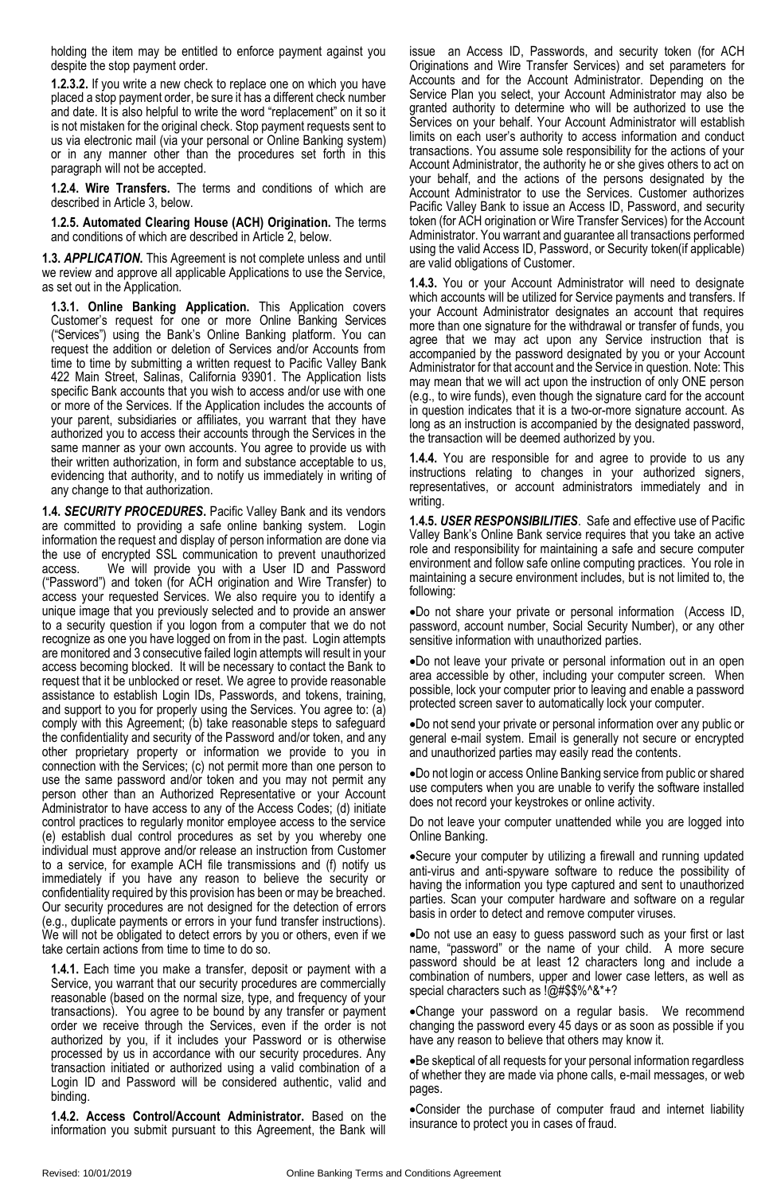holding the item may be entitled to enforce payment against you despite the stop payment order.

**1.2.3.2.** If you write a new check to replace one on which you have placed a stop payment order, be sure it has a different check number and date. It is also helpful to write the word "replacement" on it so it is not mistaken for the original check. Stop payment requests sent to us via electronic mail (via your personal or Online Banking system) or in any manner other than the procedures set forth in this paragraph will not be accepted.

**1.2.4. Wire Transfers.** The terms and conditions of which are described in Article 3, below.

**1.2.5. Automated Clearing House (ACH) Origination.** The terms and conditions of which are described in Article 2, below.

**1.3. *APPLICATION.*** This Agreement is not complete unless and until we review and approve all applicable Applications to use the Service, as set out in the Application.

**1.3.1. Online Banking Application.** This Application covers Customer's request for one or more Online Banking Services ("Services") using the Bank's Online Banking platform. You can request the addition or deletion of Services and/or Accounts from time to time by submitting a written request to Pacific Valley Bank 422 Main Street, Salinas, California 93901. The Application lists specific Bank accounts that you wish to access and/or use with one or more of the Services. If the Application includes the accounts of your parent, subsidiaries or affiliates, you warrant that they have authorized you to access their accounts through the Services in the same manner as your own accounts. You agree to provide us with their written authorization, in form and substance acceptable to us, evidencing that authority, and to notify us immediately in writing of any change to that authorization.

**1.4. *SECURITY PROCEDURES*.** Pacific Valley Bank and its vendors are committed to providing a safe online banking system. Login information the request and display of person information are done via the use of encrypted SSL communication to prevent unauthorized access. We will provide you with a User ID and Password ("Password") and token (for ACH origination and Wire Transfer) to access your requested Services. We also require you to identify a unique image that you previously selected and to provide an answer to a security question if you logon from a computer that we do not recognize as one you have logged on from in the past. Login attempts are monitored and 3 consecutive failed login attempts will result in your access becoming blocked. It will be necessary to contact the Bank to request that it be unblocked or reset. We agree to provide reasonable assistance to establish Login IDs, Passwords, and tokens, training, and support to you for properly using the Services. You agree to: (a) comply with this Agreement; (b) take reasonable steps to safeguard the confidentiality and security of the Password and/or token, and any other proprietary property or information we provide to you in connection with the Services; (c) not permit more than one person to use the same password and/or token and you may not permit any person other than an Authorized Representative or your Account Administrator to have access to any of the Access Codes; (d) initiate control practices to regularly monitor employee access to the service (e) establish dual control procedures as set by you whereby one individual must approve and/or release an instruction from Customer to a service, for example ACH file transmissions and (f) notify us immediately if you have any reason to believe the security or confidentiality required by this provision has been or may be breached. Our security procedures are not designed for the detection of errors (e.g., duplicate payments or errors in your fund transfer instructions). We will not be obligated to detect errors by you or others, even if we take certain actions from time to time to do so.

**1.4.1.** Each time you make a transfer, deposit or payment with a Service, you warrant that our security procedures are commercially reasonable (based on the normal size, type, and frequency of your transactions). You agree to be bound by any transfer or payment order we receive through the Services, even if the order is not authorized by you, if it includes your Password or is otherwise processed by us in accordance with our security procedures. Any transaction initiated or authorized using a valid combination of a Login ID and Password will be considered authentic, valid and binding.

**1.4.2. Access Control/Account Administrator.** Based on the information you submit pursuant to this Agreement, the Bank will issue an Access ID, Passwords, and security token (for ACH Originations and Wire Transfer Services) and set parameters for Accounts and for the Account Administrator. Depending on the Service Plan you select, your Account Administrator may also be granted authority to determine who will be authorized to use the Services on your behalf. Your Account Administrator will establish limits on each user's authority to access information and conduct transactions. You assume sole responsibility for the actions of your Account Administrator, the authority he or she gives others to act on your behalf, and the actions of the persons designated by the Account Administrator to use the Services. Customer authorizes Pacific Valley Bank to issue an Access ID, Password, and security token (for ACH origination or Wire Transfer Services) for the Account Administrator. You warrant and guarantee all transactions performed using the valid Access ID, Password, or Security token(if applicable) are valid obligations of Customer.

**1.4.3.** You or your Account Administrator will need to designate which accounts will be utilized for Service payments and transfers. If your Account Administrator designates an account that requires more than one signature for the withdrawal or transfer of funds, you agree that we may act upon any Service instruction that is accompanied by the password designated by you or your Account Administrator for that account and the Service in question. Note: This may mean that we will act upon the instruction of only ONE person (e.g., to wire funds), even though the signature card for the account in question indicates that it is a two-or-more signature account. As long as an instruction is accompanied by the designated password, the transaction will be deemed authorized by you.

**1.4.4.** You are responsible for and agree to provide to us any instructions relating to changes in your authorized signers, representatives, or account administrators immediately and in writing.

**1.4.5. *USER RESPONSIBILITIES*.** Safe and effective use of Pacific Valley Bank's Online Bank service requires that you take an active role and responsibility for maintaining a safe and secure computer environment and follow safe online computing practices. You role in maintaining a secure environment includes, but is not limited to, the following:

- Do not share your private or personal information (Access ID, password, account number, Social Security Number), or any other sensitive information with unauthorized parties.
- Do not leave your private or personal information out in an open area accessible by other, including your computer screen. When possible, lock your computer prior to leaving and enable a password protected screen saver to automatically lock your computer.
- Do not send your private or personal information over any public or general e-mail system. Email is generally not secure or encrypted and unauthorized parties may easily read the contents.
- Do not login or access Online Banking service from public or shared use computers when you are unable to verify the software installed does not record your keystrokes or online activity.

Do not leave your computer unattended while you are logged into Online Banking.

- Secure your computer by utilizing a firewall and running updated anti-virus and anti-spyware software to reduce the possibility of having the information you type captured and sent to unauthorized parties. Scan your computer hardware and software on a regular basis in order to detect and remove computer viruses.
- Do not use an easy to guess password such as your first or last name, "password" or the name of your child. A more secure password should be at least 12 characters long and include a combination of numbers, upper and lower case letters, as well as special characters such as !@#$$%^&*+?
- Change your password on a regular basis. We recommend changing the password every 45 days or as soon as possible if you have any reason to believe that others may know it.
- Be skeptical of all requests for your personal information regardless of whether they are made via phone calls, e-mail messages, or web pages.
- Consider the purchase of computer fraud and internet liability insurance to protect you in cases of fraud.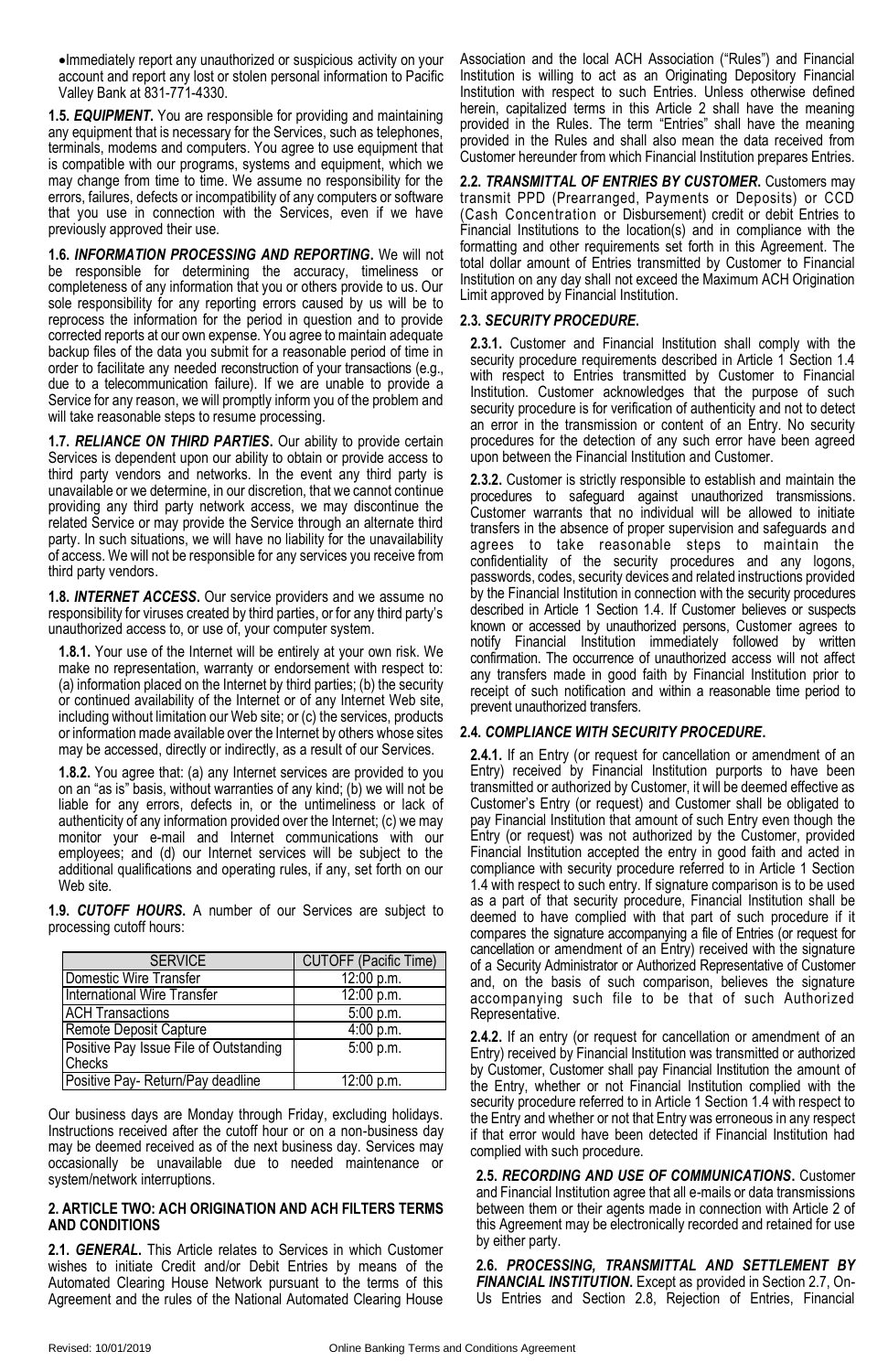- Immediately report any unauthorized or suspicious activity on your account and report any lost or stolen personal information to Pacific Valley Bank at 831-771-4330.

**1.5. *EQUIPMENT.*** You are responsible for providing and maintaining any equipment that is necessary for the Services, such as telephones, terminals, modems and computers. You agree to use equipment that is compatible with our programs, systems and equipment, which we may change from time to time. We assume no responsibility for the errors, failures, defects or incompatibility of any computers or software that you use in connection with the Services, even if we have previously approved their use.

**1.6. *INFORMATION PROCESSING AND REPORTING.*** We will not be responsible for determining the accuracy, timeliness or completeness of any information that you or others provide to us. Our sole responsibility for any reporting errors caused by us will be to reprocess the information for the period in question and to provide corrected reports at our own expense. You agree to maintain adequate backup files of the data you submit for a reasonable period of time in order to facilitate any needed reconstruction of your transactions (e.g., due to a telecommunication failure). If we are unable to provide a Service for any reason, we will promptly inform you of the problem and will take reasonable steps to resume processing.

**1.7. *RELIANCE ON THIRD PARTIES.*** Our ability to provide certain Services is dependent upon our ability to obtain or provide access to third party vendors and networks. In the event any third party is unavailable or we determine, in our discretion, that we cannot continue providing any third party network access, we may discontinue the related Service or may provide the Service through an alternate third party. In such situations, we will have no liability for the unavailability of access. We will not be responsible for any services you receive from third party vendors.

**1.8. *INTERNET ACCESS.*** Our service providers and we assume no responsibility for viruses created by third parties, or for any third party's unauthorized access to, or use of, your computer system.

**1.8.1.** Your use of the Internet will be entirely at your own risk. We make no representation, warranty or endorsement with respect to: (a) information placed on the Internet by third parties; (b) the security or continued availability of the Internet or of any Internet Web site, including without limitation our Web site; or (c) the services, products or information made available over the Internet by others whose sites may be accessed, directly or indirectly, as a result of our Services.

**1.8.2.** You agree that: (a) any Internet services are provided to you on an "as is" basis, without warranties of any kind; (b) we will not be liable for any errors, defects in, or the untimeliness or lack of authenticity of any information provided over the Internet; (c) we may monitor your e-mail and Internet communications with our employees; and (d) our Internet services will be subject to the additional qualifications and operating rules, if any, set forth on our Web site.

**1.9. *CUTOFF HOURS.*** A number of our Services are subject to processing cutoff hours:

| SERVICE | CUTOFF (Pacific Time) |
|---|---|
| Domestic Wire Transfer | 12:00 p.m. |
| International Wire Transfer | 12:00 p.m. |
| ACH Transactions | 5:00 p.m. |
| Remote Deposit Capture | 4:00 p.m. |
| Positive Pay Issue File of Outstanding Checks | 5:00 p.m. |
| Positive Pay- Return/Pay deadline | 12:00 p.m. |

Our business days are Monday through Friday, excluding holidays. Instructions received after the cutoff hour or on a non-business day may be deemed received as of the next business day. Services may occasionally be unavailable due to needed maintenance or system/network interruptions.

## 2. ARTICLE TWO: ACH ORIGINATION AND ACH FILTERS TERMS AND CONDITIONS

**2.1. *GENERAL.*** This Article relates to Services in which Customer wishes to initiate Credit and/or Debit Entries by means of the Automated Clearing House Network pursuant to the terms of this Agreement and the rules of the National Automated Clearing House Association and the local ACH Association ("Rules") and Financial Institution is willing to act as an Originating Depository Financial Institution with respect to such Entries. Unless otherwise defined herein, capitalized terms in this Article 2 shall have the meaning provided in the Rules. The term "Entries" shall have the meaning provided in the Rules and shall also mean the data received from Customer hereunder from which Financial Institution prepares Entries.

**2.2. *TRANSMITTAL OF ENTRIES BY CUSTOMER.*** Customers may transmit PPD (Prearranged, Payments or Deposits) or CCD (Cash Concentration or Disbursement) credit or debit Entries to Financial Institutions to the location(s) and in compliance with the formatting and other requirements set forth in this Agreement. The total dollar amount of Entries transmitted by Customer to Financial Institution on any day shall not exceed the Maximum ACH Origination Limit approved by Financial Institution.

**2.3. *SECURITY PROCEDURE.***

**2.3.1.** Customer and Financial Institution shall comply with the security procedure requirements described in Article 1 Section 1.4 with respect to Entries transmitted by Customer to Financial Institution. Customer acknowledges that the purpose of such security procedure is for verification of authenticity and not to detect an error in the transmission or content of an Entry. No security procedures for the detection of any such error have been agreed upon between the Financial Institution and Customer.

**2.3.2.** Customer is strictly responsible to establish and maintain the procedures to safeguard against unauthorized transmissions. Customer warrants that no individual will be allowed to initiate transfers in the absence of proper supervision and safeguards and agrees to take reasonable steps to maintain the confidentiality of the security procedures and any logons, passwords, codes, security devices and related instructions provided by the Financial Institution in connection with the security procedures described in Article 1 Section 1.4. If Customer believes or suspects known or accessed by unauthorized persons, Customer agrees to notify Financial Institution immediately followed by written confirmation. The occurrence of unauthorized access will not affect any transfers made in good faith by Financial Institution prior to receipt of such notification and within a reasonable time period to prevent unauthorized transfers.

**2.4. *COMPLIANCE WITH SECURITY PROCEDURE.***

**2.4.1.** If an Entry (or request for cancellation or amendment of an Entry) received by Financial Institution purports to have been transmitted or authorized by Customer, it will be deemed effective as Customer's Entry (or request) and Customer shall be obligated to pay Financial Institution that amount of such Entry even though the Entry (or request) was not authorized by the Customer, provided Financial Institution accepted the entry in good faith and acted in compliance with security procedure referred to in Article 1 Section 1.4 with respect to such entry. If signature comparison is to be used as a part of that security procedure, Financial Institution shall be deemed to have complied with that part of such procedure if it compares the signature accompanying a file of Entries (or request for cancellation or amendment of an Entry) received with the signature of a Security Administrator or Authorized Representative of Customer and, on the basis of such comparison, believes the signature accompanying such file to be that of such Authorized Representative.

**2.4.2.** If an entry (or request for cancellation or amendment of an Entry) received by Financial Institution was transmitted or authorized by Customer, Customer shall pay Financial Institution the amount of the Entry, whether or not Financial Institution complied with the security procedure referred to in Article 1 Section 1.4 with respect to the Entry and whether or not that Entry was erroneous in any respect if that error would have been detected if Financial Institution had complied with such procedure.

**2.5. *RECORDING AND USE OF COMMUNICATIONS.*** Customer and Financial Institution agree that all e-mails or data transmissions between them or their agents made in connection with Article 2 of this Agreement may be electronically recorded and retained for use by either party.

**2.6. *PROCESSING, TRANSMITTAL AND SETTLEMENT BY FINANCIAL INSTITUTION.*** Except as provided in Section 2.7, On-Us Entries and Section 2.8, Rejection of Entries, Financial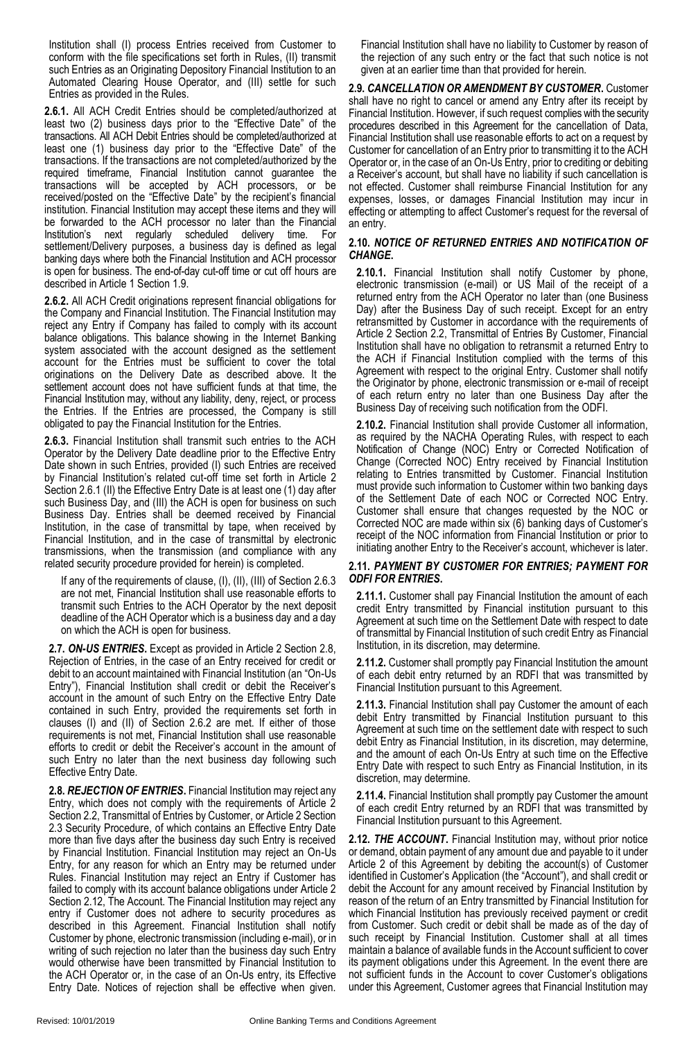Institution shall (I) process Entries received from Customer to conform with the file specifications set forth in Rules, (II) transmit such Entries as an Originating Depository Financial Institution to an Automated Clearing House Operator, and (III) settle for such Entries as provided in the Rules.

**2.6.1.** All ACH Credit Entries should be completed/authorized at least two (2) business days prior to the "Effective Date" of the transactions. All ACH Debit Entries should be completed/authorized at least one (1) business day prior to the "Effective Date" of the transactions. If the transactions are not completed/authorized by the required timeframe, Financial Institution cannot guarantee the transactions will be accepted by ACH processors, or be received/posted on the "Effective Date" by the recipient's financial institution. Financial Institution may accept these items and they will be forwarded to the ACH processor no later than the Financial Institution's next regularly scheduled delivery time. For settlement/Delivery purposes, a business day is defined as legal banking days where both the Financial Institution and ACH processor is open for business. The end-of-day cut-off time or cut off hours are described in Article 1 Section 1.9.

**2.6.2.** All ACH Credit originations represent financial obligations for the Company and Financial Institution. The Financial Institution may reject any Entry if Company has failed to comply with its account balance obligations. This balance showing in the Internet Banking system associated with the account designed as the settlement account for the Entries must be sufficient to cover the total originations on the Delivery Date as described above. It the settlement account does not have sufficient funds at that time, the Financial Institution may, without any liability, deny, reject, or process the Entries. If the Entries are processed, the Company is still obligated to pay the Financial Institution for the Entries.

**2.6.3.** Financial Institution shall transmit such entries to the ACH Operator by the Delivery Date deadline prior to the Effective Entry Date shown in such Entries, provided (I) such Entries are received by Financial Institution's related cut-off time set forth in Article 2 Section 2.6.1 (II) the Effective Entry Date is at least one (1) day after such Business Day, and (III) the ACH is open for business on such Business Day. Entries shall be deemed received by Financial Institution, in the case of transmittal by tape, when received by Financial Institution, and in the case of transmittal by electronic transmissions, when the transmission (and compliance with any related security procedure provided for herein) is completed.

If any of the requirements of clause, (I), (II), (III) of Section 2.6.3 are not met, Financial Institution shall use reasonable efforts to transmit such Entries to the ACH Operator by the next deposit deadline of the ACH Operator which is a business day and a day on which the ACH is open for business.

**2.7. *ON-US ENTRIES*.** Except as provided in Article 2 Section 2.8, Rejection of Entries, in the case of an Entry received for credit or debit to an account maintained with Financial Institution (an "On-Us Entry"), Financial Institution shall credit or debit the Receiver's account in the amount of such Entry on the Effective Entry Date contained in such Entry, provided the requirements set forth in clauses (I) and (II) of Section 2.6.2 are met. If either of those requirements is not met, Financial Institution shall use reasonable efforts to credit or debit the Receiver's account in the amount of such Entry no later than the next business day following such Effective Entry Date.

**2.8. *REJECTION OF ENTRIES*.** Financial Institution may reject any Entry, which does not comply with the requirements of Article 2 Section 2.2, Transmittal of Entries by Customer, or Article 2 Section 2.3 Security Procedure, of which contains an Effective Entry Date more than five days after the business day such Entry is received by Financial Institution. Financial Institution may reject an On-Us Entry, for any reason for which an Entry may be returned under Rules. Financial Institution may reject an Entry if Customer has failed to comply with its account balance obligations under Article 2 Section 2.12, The Account. The Financial Institution may reject any entry if Customer does not adhere to security procedures as described in this Agreement. Financial Institution shall notify Customer by phone, electronic transmission (including e-mail), or in writing of such rejection no later than the business day such Entry would otherwise have been transmitted by Financial Institution to the ACH Operator or, in the case of an On-Us entry, its Effective Entry Date. Notices of rejection shall be effective when given. Financial Institution shall have no liability to Customer by reason of the rejection of any such entry or the fact that such notice is not given at an earlier time than that provided for herein.

**2.9. *CANCELLATION OR AMENDMENT BY CUSTOMER*.** Customer shall have no right to cancel or amend any Entry after its receipt by Financial Institution. However, if such request complies with the security procedures described in this Agreement for the cancellation of Data, Financial Institution shall use reasonable efforts to act on a request by Customer for cancellation of an Entry prior to transmitting it to the ACH Operator or, in the case of an On-Us Entry, prior to crediting or debiting a Receiver's account, but shall have no liability if such cancellation is not effected. Customer shall reimburse Financial Institution for any expenses, losses, or damages Financial Institution may incur in effecting or attempting to affect Customer's request for the reversal of an entry.

**2.10. *NOTICE OF RETURNED ENTRIES AND NOTIFICATION OF CHANGE*.**

**2.10.1.** Financial Institution shall notify Customer by phone, electronic transmission (e-mail) or US Mail of the receipt of a returned entry from the ACH Operator no later than (one Business Day) after the Business Day of such receipt. Except for an entry retransmitted by Customer in accordance with the requirements of Article 2 Section 2.2, Transmittal of Entries By Customer, Financial Institution shall have no obligation to retransmit a returned Entry to the ACH if Financial Institution complied with the terms of this Agreement with respect to the original Entry. Customer shall notify the Originator by phone, electronic transmission or e-mail of receipt of each return entry no later than one Business Day after the Business Day of receiving such notification from the ODFI.

**2.10.2.** Financial Institution shall provide Customer all information, as required by the NACHA Operating Rules, with respect to each Notification of Change (NOC) Entry or Corrected Notification of Change (Corrected NOC) Entry received by Financial Institution relating to Entries transmitted by Customer. Financial Institution must provide such information to Customer within two banking days of the Settlement Date of each NOC or Corrected NOC Entry. Customer shall ensure that changes requested by the NOC or Corrected NOC are made within six (6) banking days of Customer's receipt of the NOC information from Financial Institution or prior to initiating another Entry to the Receiver's account, whichever is later.

**2.11. *PAYMENT BY CUSTOMER FOR ENTRIES; PAYMENT FOR ODFI FOR ENTRIES*.**

**2.11.1.** Customer shall pay Financial Institution the amount of each credit Entry transmitted by Financial institution pursuant to this Agreement at such time on the Settlement Date with respect to date of transmittal by Financial Institution of such credit Entry as Financial Institution, in its discretion, may determine.

**2.11.2.** Customer shall promptly pay Financial Institution the amount of each debit entry returned by an RDFI that was transmitted by Financial Institution pursuant to this Agreement.

**2.11.3.** Financial Institution shall pay Customer the amount of each debit Entry transmitted by Financial Institution pursuant to this Agreement at such time on the settlement date with respect to such debit Entry as Financial Institution, in its discretion, may determine, and the amount of each On-Us Entry at such time on the Effective Entry Date with respect to such Entry as Financial Institution, in its discretion, may determine.

**2.11.4.** Financial Institution shall promptly pay Customer the amount of each credit Entry returned by an RDFI that was transmitted by Financial Institution pursuant to this Agreement.

**2.12. *THE ACCOUNT*.** Financial Institution may, without prior notice or demand, obtain payment of any amount due and payable to it under Article 2 of this Agreement by debiting the account(s) of Customer identified in Customer's Application (the "Account"), and shall credit or debit the Account for any amount received by Financial Institution by reason of the return of an Entry transmitted by Financial Institution for which Financial Institution has previously received payment or credit from Customer. Such credit or debit shall be made as of the day of such receipt by Financial Institution. Customer shall at all times maintain a balance of available funds in the Account sufficient to cover its payment obligations under this Agreement. In the event there are not sufficient funds in the Account to cover Customer's obligations under this Agreement, Customer agrees that Financial Institution may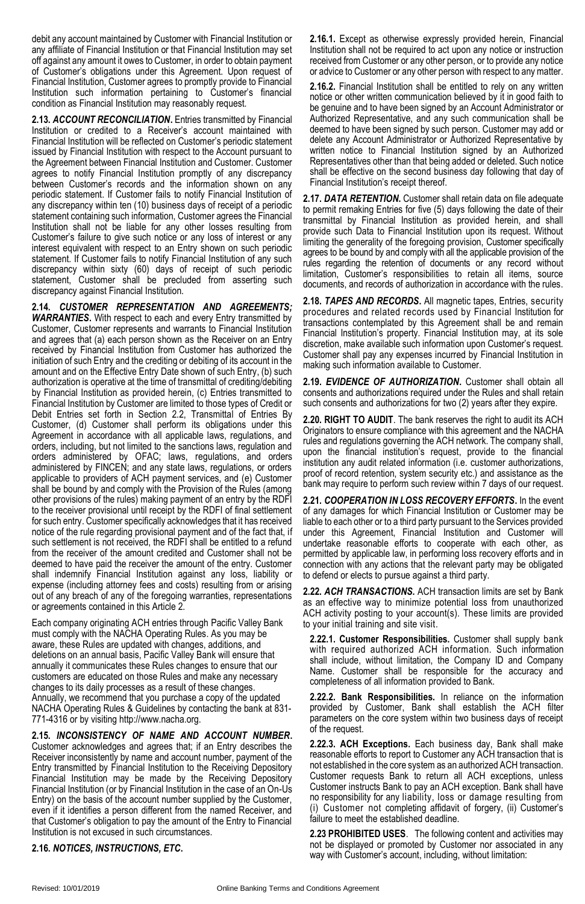debit any account maintained by Customer with Financial Institution or any affiliate of Financial Institution or that Financial Institution may set off against any amount it owes to Customer, in order to obtain payment of Customer's obligations under this Agreement. Upon request of Financial Institution, Customer agrees to promptly provide to Financial Institution such information pertaining to Customer's financial condition as Financial Institution may reasonably request.

**2.13. *ACCOUNT RECONCILIATION*.** Entries transmitted by Financial Institution or credited to a Receiver's account maintained with Financial Institution will be reflected on Customer's periodic statement issued by Financial Institution with respect to the Account pursuant to the Agreement between Financial Institution and Customer. Customer agrees to notify Financial Institution promptly of any discrepancy between Customer's records and the information shown on any periodic statement. If Customer fails to notify Financial Institution of any discrepancy within ten (10) business days of receipt of a periodic statement containing such information, Customer agrees the Financial Institution shall not be liable for any other losses resulting from Customer's failure to give such notice or any loss of interest or any interest equivalent with respect to an Entry shown on such periodic statement. If Customer fails to notify Financial Institution of any such discrepancy within sixty (60) days of receipt of such periodic statement, Customer shall be precluded from asserting such discrepancy against Financial Institution.

**2.14. *CUSTOMER REPRESENTATION AND AGREEMENTS; WARRANTIES*.** With respect to each and every Entry transmitted by Customer, Customer represents and warrants to Financial Institution and agrees that (a) each person shown as the Receiver on an Entry received by Financial Institution from Customer has authorized the initiation of such Entry and the crediting or debiting of its account in the amount and on the Effective Entry Date shown of such Entry, (b) such authorization is operative at the time of transmittal of crediting/debiting by Financial Institution as provided herein, (c) Entries transmitted to Financial Institution by Customer are limited to those types of Credit or Debit Entries set forth in Section 2.2, Transmittal of Entries By Customer, (d) Customer shall perform its obligations under this Agreement in accordance with all applicable laws, regulations, and orders, including, but not limited to the sanctions laws, regulation and orders administered by OFAC; laws, regulations, and orders administered by FINCEN; and any state laws, regulations, or orders applicable to providers of ACH payment services, and (e) Customer shall be bound by and comply with the Provision of the Rules (among other provisions of the rules) making payment of an entry by the RDFI to the receiver provisional until receipt by the RDFI of final settlement for such entry. Customer specifically acknowledges that it has received notice of the rule regarding provisional payment and of the fact that, if such settlement is not received, the RDFI shall be entitled to a refund from the receiver of the amount credited and Customer shall not be deemed to have paid the receiver the amount of the entry. Customer shall indemnify Financial Institution against any loss, liability or expense (including attorney fees and costs) resulting from or arising out of any breach of any of the foregoing warranties, representations or agreements contained in this Article 2.

Each company originating ACH entries through Pacific Valley Bank must comply with the NACHA Operating Rules. As you may be aware, these Rules are updated with changes, additions, and deletions on an annual basis, Pacific Valley Bank will ensure that annually it communicates these Rules changes to ensure that our customers are educated on those Rules and make any necessary changes to its daily processes as a result of these changes. Annually, we recommend that you purchase a copy of the updated NACHA Operating Rules & Guidelines by contacting the bank at 831-771-4316 or by visiting http://www.nacha.org.

**2.15. *INCONSISTENCY OF NAME AND ACCOUNT NUMBER*.** Customer acknowledges and agrees that; if an Entry describes the Receiver inconsistently by name and account number, payment of the Entry transmitted by Financial Institution to the Receiving Depository Financial Institution may be made by the Receiving Depository Financial Institution (or by Financial Institution in the case of an On-Us Entry) on the basis of the account number supplied by the Customer, even if it identifies a person different from the named Receiver, and that Customer's obligation to pay the amount of the Entry to Financial Institution is not excused in such circumstances.

**2.16. *NOTICES, INSTRUCTIONS, ETC*.**

**2.16.1.** Except as otherwise expressly provided herein, Financial Institution shall not be required to act upon any notice or instruction received from Customer or any other person, or to provide any notice or advice to Customer or any other person with respect to any matter.

**2.16.2.** Financial Institution shall be entitled to rely on any written notice or other written communication believed by it in good faith to be genuine and to have been signed by an Account Administrator or Authorized Representative, and any such communication shall be deemed to have been signed by such person. Customer may add or delete any Account Administrator or Authorized Representative by written notice to Financial Institution signed by an Authorized Representatives other than that being added or deleted. Such notice shall be effective on the second business day following that day of Financial Institution's receipt thereof.

**2.17. *DATA RETENTION*.** Customer shall retain data on file adequate to permit remaking Entries for five (5) days following the date of their transmittal by Financial Institution as provided herein, and shall provide such Data to Financial Institution upon its request. Without limiting the generality of the foregoing provision, Customer specifically agrees to be bound by and comply with all the applicable provision of the rules regarding the retention of documents or any record without limitation, Customer's responsibilities to retain all items, source documents, and records of authorization in accordance with the rules.

**2.18. *TAPES AND RECORDS*.** All magnetic tapes, Entries, security procedures and related records used by Financial Institution for transactions contemplated by this Agreement shall be and remain Financial Institution's property. Financial Institution may, at its sole discretion, make available such information upon Customer's request. Customer shall pay any expenses incurred by Financial Institution in making such information available to Customer.

**2.19. *EVIDENCE OF AUTHORIZATION*.** Customer shall obtain all consents and authorizations required under the Rules and shall retain such consents and authorizations for two (2) years after they expire.

**2.20. RIGHT TO AUDIT**. The bank reserves the right to audit its ACH Originators to ensure compliance with this agreement and the NACHA rules and regulations governing the ACH network. The company shall, upon the financial institution's request, provide to the financial institution any audit related information (i.e. customer authorizations, proof of record retention, system security etc.) and assistance as the bank may require to perform such review within 7 days of our request.

**2.21. *COOPERATION IN LOSS RECOVERY EFFORTS*.** In the event of any damages for which Financial Institution or Customer may be liable to each other or to a third party pursuant to the Services provided under this Agreement, Financial Institution and Customer will undertake reasonable efforts to cooperate with each other, as permitted by applicable law, in performing loss recovery efforts and in connection with any actions that the relevant party may be obligated to defend or elects to pursue against a third party.

**2.22. *ACH TRANSACTIONS.*** ACH transaction limits are set by Bank as an effective way to minimize potential loss from unauthorized ACH activity posting to your account(s). These limits are provided to your initial training and site visit.

**2.22.1. Customer Responsibilities.** Customer shall supply bank with required authorized ACH information. Such information shall include, without limitation, the Company ID and Company Name. Customer shall be responsible for the accuracy and completeness of all information provided to Bank.

**2.22.2. Bank Responsibilities.** In reliance on the information provided by Customer, Bank shall establish the ACH filter parameters on the core system within two business days of receipt of the request.

**2.22.3. ACH Exceptions.** Each business day, Bank shall make reasonable efforts to report to Customer any ACH transaction that is not established in the core system as an authorized ACH transaction. Customer requests Bank to return all ACH exceptions, unless Customer instructs Bank to pay an ACH exception. Bank shall have no responsibility for any liability, loss or damage resulting from (i) Customer not completing affidavit of forgery, (ii) Customer's failure to meet the established deadline.

**2.23 PROHIBITED USES**. The following content and activities may not be displayed or promoted by Customer nor associated in any way with Customer's account, including, without limitation: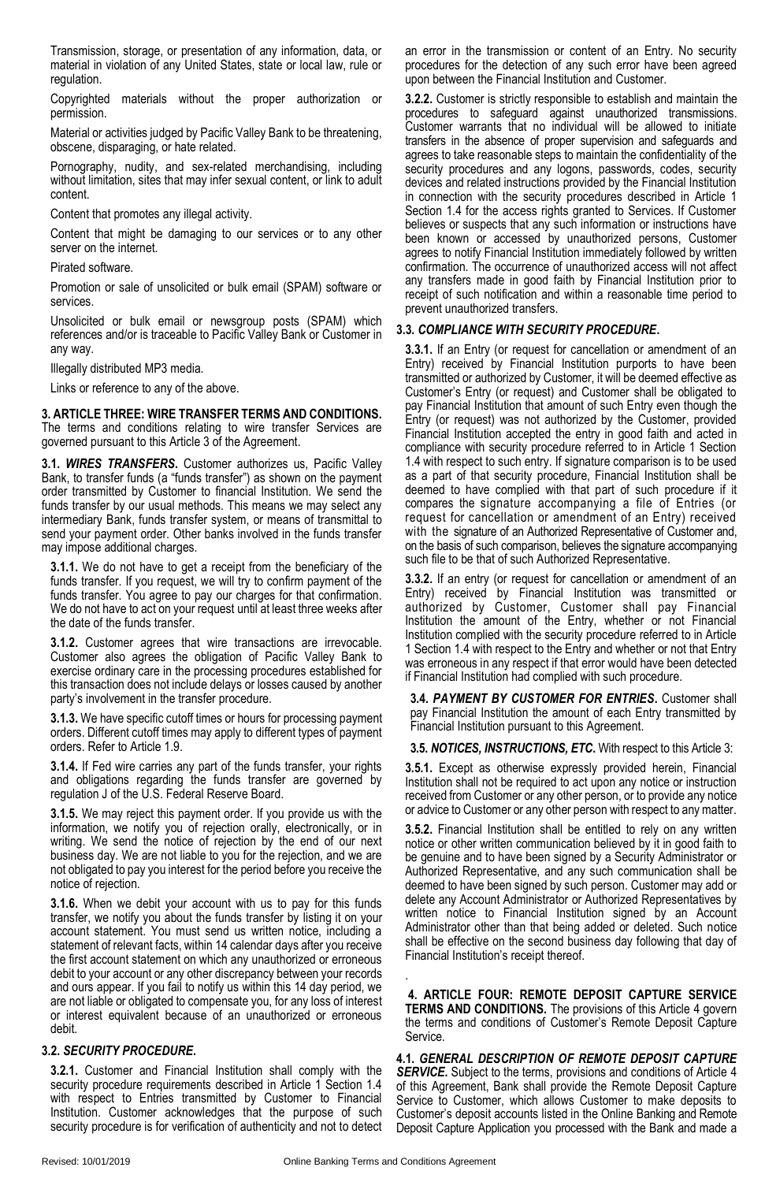Transmission, storage, or presentation of any information, data, or material in violation of any United States, state or local law, rule or regulation.

Copyrighted materials without the proper authorization or permission.

Material or activities judged by Pacific Valley Bank to be threatening, obscene, disparaging, or hate related.

Pornography, nudity, and sex-related merchandising, including without limitation, sites that may infer sexual content, or link to adult content.

Content that promotes any illegal activity.

Content that might be damaging to our services or to any other server on the internet.

Pirated software.

Promotion or sale of unsolicited or bulk email (SPAM) software or services.

Unsolicited or bulk email or newsgroup posts (SPAM) which references and/or is traceable to Pacific Valley Bank or Customer in any way.

Illegally distributed MP3 media.

Links or reference to any of the above.

**3. ARTICLE THREE: WIRE TRANSFER TERMS AND CONDITIONS.** The terms and conditions relating to wire transfer Services are governed pursuant to this Article 3 of the Agreement.

**3.1. *WIRES TRANSFERS.*** Customer authorizes us, Pacific Valley Bank, to transfer funds (a "funds transfer") as shown on the payment order transmitted by Customer to financial Institution. We send the funds transfer by our usual methods. This means we may select any intermediary Bank, funds transfer system, or means of transmittal to send your payment order. Other banks involved in the funds transfer may impose additional charges.

**3.1.1.** We do not have to get a receipt from the beneficiary of the funds transfer. If you request, we will try to confirm payment of the funds transfer. You agree to pay our charges for that confirmation. We do not have to act on your request until at least three weeks after the date of the funds transfer.

**3.1.2.** Customer agrees that wire transactions are irrevocable. Customer also agrees the obligation of Pacific Valley Bank to exercise ordinary care in the processing procedures established for this transaction does not include delays or losses caused by another party's involvement in the transfer procedure.

**3.1.3.** We have specific cutoff times or hours for processing payment orders. Different cutoff times may apply to different types of payment orders. Refer to Article 1.9.

**3.1.4.** If Fed wire carries any part of the funds transfer, your rights and obligations regarding the funds transfer are governed by regulation J of the U.S. Federal Reserve Board.

**3.1.5.** We may reject this payment order. If you provide us with the information, we notify you of rejection orally, electronically, or in writing. We send the notice of rejection by the end of our next business day. We are not liable to you for the rejection, and we are not obligated to pay you interest for the period before you receive the notice of rejection.

**3.1.6.** When we debit your account with us to pay for this funds transfer, we notify you about the funds transfer by listing it on your account statement. You must send us written notice, including a statement of relevant facts, within 14 calendar days after you receive the first account statement on which any unauthorized or erroneous debit to your account or any other discrepancy between your records and ours appear. If you fail to notify us within this 14 day period, we are not liable or obligated to compensate you, for any loss of interest or interest equivalent because of an unauthorized or erroneous debit.

**3.2. *SECURITY PROCEDURE.***

**3.2.1.** Customer and Financial Institution shall comply with the security procedure requirements described in Article 1 Section 1.4 with respect to Entries transmitted by Customer to Financial Institution. Customer acknowledges that the purpose of such security procedure is for verification of authenticity and not to detect an error in the transmission or content of an Entry. No security procedures for the detection of any such error have been agreed upon between the Financial Institution and Customer.

**3.2.2.** Customer is strictly responsible to establish and maintain the procedures to safeguard against unauthorized transmissions. Customer warrants that no individual will be allowed to initiate transfers in the absence of proper supervision and safeguards and agrees to take reasonable steps to maintain the confidentiality of the security procedures and any logons, passwords, codes, security devices and related instructions provided by the Financial Institution in connection with the security procedures described in Article 1 Section 1.4 for the access rights granted to Services. If Customer believes or suspects that any such information or instructions have been known or accessed by unauthorized persons, Customer agrees to notify Financial Institution immediately followed by written confirmation. The occurrence of unauthorized access will not affect any transfers made in good faith by Financial Institution prior to receipt of such notification and within a reasonable time period to prevent unauthorized transfers.

**3.3. *COMPLIANCE WITH SECURITY PROCEDURE.***

**3.3.1.** If an Entry (or request for cancellation or amendment of an Entry) received by Financial Institution purports to have been transmitted or authorized by Customer, it will be deemed effective as Customer's Entry (or request) and Customer shall be obligated to pay Financial Institution that amount of such Entry even though the Entry (or request) was not authorized by the Customer, provided Financial Institution accepted the entry in good faith and acted in compliance with security procedure referred to in Article 1 Section 1.4 with respect to such entry. If signature comparison is to be used as a part of that security procedure, Financial Institution shall be deemed to have complied with that part of such procedure if it compares the signature accompanying a file of Entries (or request for cancellation or amendment of an Entry) received with the signature of an Authorized Representative of Customer and, on the basis of such comparison, believes the signature accompanying such file to be that of such Authorized Representative.

**3.3.2.** If an entry (or request for cancellation or amendment of an Entry) received by Financial Institution was transmitted or authorized by Customer, Customer shall pay Financial Institution the amount of the Entry, whether or not Financial Institution complied with the security procedure referred to in Article 1 Section 1.4 with respect to the Entry and whether or not that Entry was erroneous in any respect if that error would have been detected if Financial Institution had complied with such procedure.

**3.4. *PAYMENT BY CUSTOMER FOR ENTRIES.*** Customer shall pay Financial Institution the amount of each Entry transmitted by Financial Institution pursuant to this Agreement.

**3.5. *NOTICES, INSTRUCTIONS, ETC.*** With respect to this Article 3:

**3.5.1.** Except as otherwise expressly provided herein, Financial Institution shall not be required to act upon any notice or instruction received from Customer or any other person, or to provide any notice or advice to Customer or any other person with respect to any matter.

**3.5.2.** Financial Institution shall be entitled to rely on any written notice or other written communication believed by it in good faith to be genuine and to have been signed by a Security Administrator or Authorized Representative, and any such communication shall be deemed to have been signed by such person. Customer may add or delete any Account Administrator or Authorized Representatives by written notice to Financial Institution signed by an Account Administrator other than that being added or deleted. Such notice shall be effective on the second business day following that day of Financial Institution's receipt thereof.

**4. ARTICLE FOUR: REMOTE DEPOSIT CAPTURE SERVICE TERMS AND CONDITIONS.** The provisions of this Article 4 govern the terms and conditions of Customer's Remote Deposit Capture Service.

**4.1. *GENERAL DESCRIPTION OF REMOTE DEPOSIT CAPTURE SERVICE.*** Subject to the terms, provisions and conditions of Article 4 of this Agreement, Bank shall provide the Remote Deposit Capture Service to Customer, which allows Customer to make deposits to Customer's deposit accounts listed in the Online Banking and Remote Deposit Capture Application you processed with the Bank and made a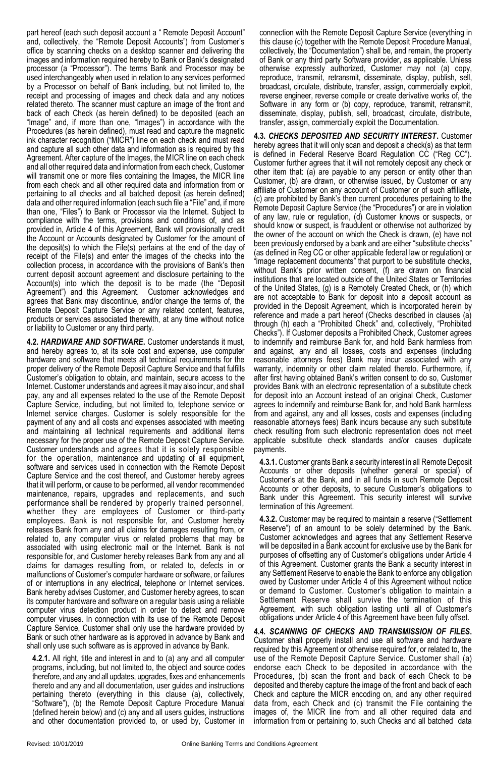part hereof (each such deposit account a " Remote Deposit Account" and, collectively, the "Remote Deposit Accounts") from Customer's office by scanning checks on a desktop scanner and delivering the images and information required hereby to Bank or Bank's designated processor (a "Processor"). The terms Bank and Processor may be used interchangeably when used in relation to any services performed by a Processor on behalf of Bank including, but not limited to, the receipt and processing of images and check data and any notices related thereto. The scanner must capture an image of the front and back of each Check (as herein defined) to be deposited (each an "Image" and, if more than one, "Images") in accordance with the Procedures (as herein defined), must read and capture the magnetic ink character recognition ("MICR") line on each check and must read and capture all such other data and information as is required by this Agreement. After capture of the Images, the MICR line on each check and all other required data and information from each check, Customer will transmit one or more files containing the Images, the MICR line from each check and all other required data and information from or pertaining to all checks and all batched deposit (as herein defined) data and other required information (each such file a "File" and, if more than one, "Files") to Bank or Processor via the Internet. Subject to compliance with the terms, provisions and conditions of, and as provided in, Article 4 of this Agreement, Bank will provisionally credit the Account or Accounts designated by Customer for the amount of the deposit(s) to which the File(s) pertains at the end of the day of receipt of the File(s) and enter the images of the checks into the collection process, in accordance with the provisions of Bank's then current deposit account agreement and disclosure pertaining to the Account(s) into which the deposit is to be made (the "Deposit Agreement") and this Agreement. Customer acknowledges and agrees that Bank may discontinue, and/or change the terms of, the Remote Deposit Capture Service or any related content, features, products or services associated therewith, at any time without notice or liability to Customer or any third party.

**4.2. *HARDWARE AND SOFTWARE*.** Customer understands it must, and hereby agrees to, at its sole cost and expense, use computer hardware and software that meets all technical requirements for the proper delivery of the Remote Deposit Capture Service and that fulfills Customer's obligation to obtain, and maintain, secure access to the Internet. Customer understands and agrees it may also incur, and shall pay, any and all expenses related to the use of the Remote Deposit Capture Service, including, but not limited to, telephone service or Internet service charges. Customer is solely responsible for the payment of any and all costs and expenses associated with meeting and maintaining all technical requirements and additional items necessary for the proper use of the Remote Deposit Capture Service. Customer understands and agrees that it is solely responsible for the operation, maintenance and updating of all equipment, software and services used in connection with the Remote Deposit Capture Service and the cost thereof, and Customer hereby agrees that it will perform, or cause to be performed, all vendor recommended maintenance, repairs, upgrades and replacements, and such performance shall be rendered by properly trained personnel, whether they are employees of Customer or third-party employees. Bank is not responsible for, and Customer hereby releases Bank from any and all claims for damages resulting from, or related to, any computer virus or related problems that may be associated with using electronic mail or the Internet. Bank is not responsible for, and Customer hereby releases Bank from any and all claims for damages resulting from, or related to, defects in or malfunctions of Customer's computer hardware or software, or failures of or interruptions in any electrical, telephone or Internet services. Bank hereby advises Customer, and Customer hereby agrees, to scan its computer hardware and software on a regular basis using a reliable computer virus detection product in order to detect and remove computer viruses. In connection with its use of the Remote Deposit Capture Service, Customer shall only use the hardware provided by Bank or such other hardware as is approved in advance by Bank and shall only use such software as is approved in advance by Bank.

**4.2.1.** All right, title and interest in and to (a) any and all computer programs, including, but not limited to, the object and source codes therefore, and any and all updates, upgrades, fixes and enhancements thereto and any and all documentation, user guides and instructions pertaining thereto (everything in this clause (a), collectively, "Software"), (b) the Remote Deposit Capture Procedure Manual (defined herein below) and (c) any and all users guides, instructions and other documentation provided to, or used by, Customer in connection with the Remote Deposit Capture Service (everything in this clause (c) together with the Remote Deposit Procedure Manual, collectively, the "Documentation") shall be, and remain, the property of Bank or any third party Software provider, as applicable. Unless otherwise expressly authorized, Customer may not (a) copy, reproduce, transmit, retransmit, disseminate, display, publish, sell, broadcast, circulate, distribute, transfer, assign, commercially exploit, reverse engineer, reverse compile or create derivative works of, the Software in any form or (b) copy, reproduce, transmit, retransmit, disseminate, display, publish, sell, broadcast, circulate, distribute, transfer, assign, commercially exploit the Documentation.

**4.3. *CHECKS DEPOSITED AND SECURITY INTEREST*.** Customer hereby agrees that it will only scan and deposit a check(s) as that term is defined in Federal Reserve Board Regulation CC ("Reg CC"). Customer further agrees that it will not remotely deposit any check or other item that: (a) are payable to any person or entity other than Customer, (b) are drawn, or otherwise issued, by Customer or any affiliate of Customer on any account of Customer or of such affiliate, (c) are prohibited by Bank's then current procedures pertaining to the Remote Deposit Capture Service (the "Procedures") or are in violation of any law, rule or regulation, (d) Customer knows or suspects, or should know or suspect, is fraudulent or otherwise not authorized by the owner of the account on which the Check is drawn, (e) have not been previously endorsed by a bank and are either "substitute checks" (as defined in Reg CC or other applicable federal law or regulation) or "image replacement documents" that purport to be substitute checks, without Bank's prior written consent, (f) are drawn on financial institutions that are located outside of the United States or Territories of the United States, (g) is a Remotely Created Check, or (h) which are not acceptable to Bank for deposit into a deposit account as provided in the Deposit Agreement, which is incorporated herein by reference and made a part hereof (Checks described in clauses (a) through (h) each a "Prohibited Check" and, collectively, "Prohibited Checks"). If Customer deposits a Prohibited Check, Customer agrees to indemnify and reimburse Bank for, and hold Bank harmless from and against, any and all losses, costs and expenses (including reasonable attorneys fees) Bank may incur associated with any warranty, indemnity or other claim related thereto. Furthermore, if, after first having obtained Bank's written consent to do so, Customer provides Bank with an electronic representation of a substitute check for deposit into an Account instead of an original Check, Customer agrees to indemnify and reimburse Bank for, and hold Bank harmless from and against, any and all losses, costs and expenses (including reasonable attorneys fees) Bank incurs because any such substitute check resulting from such electronic representation does not meet applicable substitute check standards and/or causes duplicate payments.

**4.3.1.** Customer grants Bank a security interest in all Remote Deposit Accounts or other deposits (whether general or special) of Customer's at the Bank, and in all funds in such Remote Deposit Accounts or other deposits, to secure Customer's obligations to Bank under this Agreement. This security interest will survive termination of this Agreement.

**4.3.2.** Customer may be required to maintain a reserve ("Settlement Reserve") of an amount to be solely determined by the Bank. Customer acknowledges and agrees that any Settlement Reserve will be deposited in a Bank account for exclusive use by the Bank for purposes of offsetting any of Customer's obligations under Article 4 of this Agreement. Customer grants the Bank a security interest in any Settlement Reserve to enable the Bank to enforce any obligation owed by Customer under Article 4 of this Agreement without notice or demand to Customer. Customer's obligation to maintain a Settlement Reserve shall survive the termination of this Agreement, with such obligation lasting until all of Customer's obligations under Article 4 of this Agreement have been fully offset.

**4.4. *SCANNING OF CHECKS AND TRANSMISSION OF FILES*.** Customer shall properly install and use all software and hardware required by this Agreement or otherwise required for, or related to, the use of the Remote Deposit Capture Service. Customer shall (a) endorse each Check to be deposited in accordance with the Procedures, (b) scan the front and back of each Check to be deposited and thereby capture the image of the front and back of each Check and capture the MICR encoding on, and any other required data from, each Check and (c) transmit the File containing the images of, the MICR line from and all other required data and information from or pertaining to, such Checks and all batched data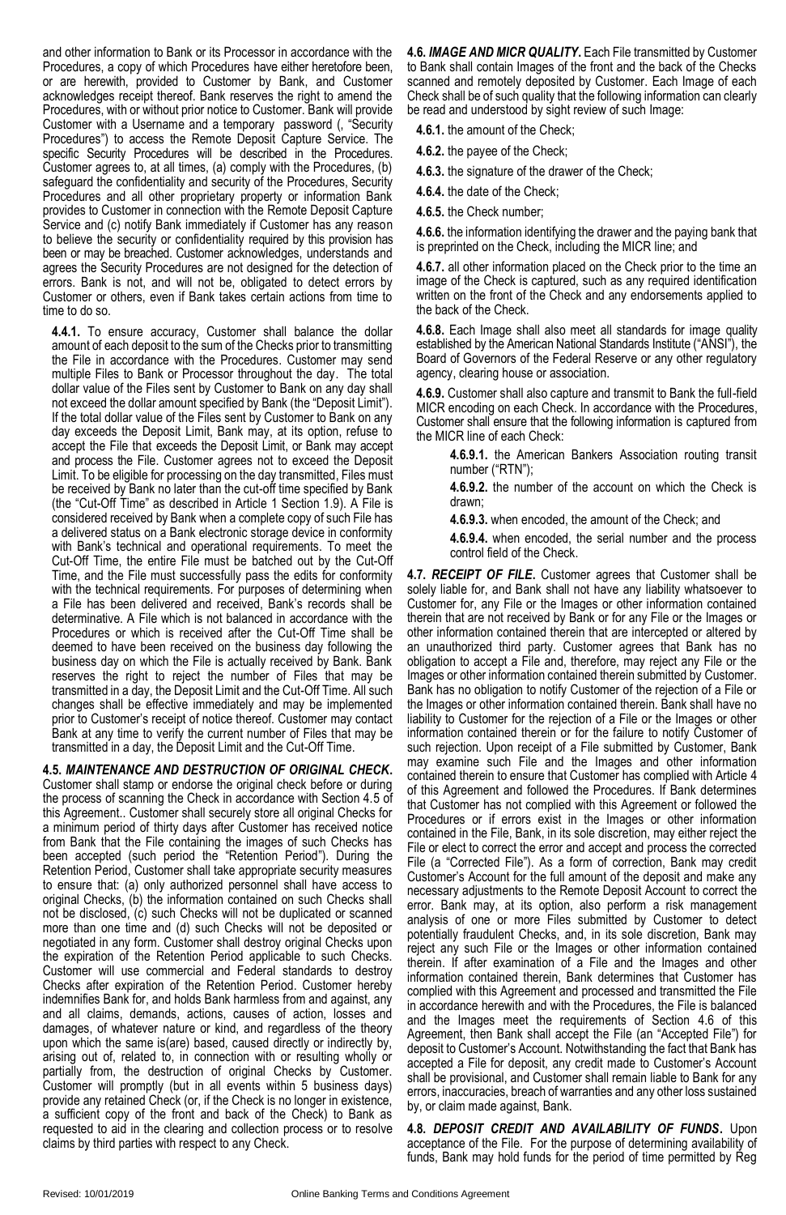and other information to Bank or its Processor in accordance with the Procedures, a copy of which Procedures have either heretofore been, or are herewith, provided to Customer by Bank, and Customer acknowledges receipt thereof. Bank reserves the right to amend the Procedures, with or without prior notice to Customer. Bank will provide Customer with a Username and a temporary password (, "Security Procedures") to access the Remote Deposit Capture Service. The specific Security Procedures will be described in the Procedures. Customer agrees to, at all times, (a) comply with the Procedures, (b) safeguard the confidentiality and security of the Procedures, Security Procedures and all other proprietary property or information Bank provides to Customer in connection with the Remote Deposit Capture Service and (c) notify Bank immediately if Customer has any reason to believe the security or confidentiality required by this provision has been or may be breached. Customer acknowledges, understands and agrees the Security Procedures are not designed for the detection of errors. Bank is not, and will not be, obligated to detect errors by Customer or others, even if Bank takes certain actions from time to time to do so.

**4.4.1.** To ensure accuracy, Customer shall balance the dollar amount of each deposit to the sum of the Checks prior to transmitting the File in accordance with the Procedures. Customer may send multiple Files to Bank or Processor throughout the day. The total dollar value of the Files sent by Customer to Bank on any day shall not exceed the dollar amount specified by Bank (the "Deposit Limit"). If the total dollar value of the Files sent by Customer to Bank on any day exceeds the Deposit Limit, Bank may, at its option, refuse to accept the File that exceeds the Deposit Limit, or Bank may accept and process the File. Customer agrees not to exceed the Deposit Limit. To be eligible for processing on the day transmitted, Files must be received by Bank no later than the cut-off time specified by Bank (the "Cut-Off Time" as described in Article 1 Section 1.9). A File is considered received by Bank when a complete copy of such File has a delivered status on a Bank electronic storage device in conformity with Bank's technical and operational requirements. To meet the Cut-Off Time, the entire File must be batched out by the Cut-Off Time, and the File must successfully pass the edits for conformity with the technical requirements. For purposes of determining when a File has been delivered and received, Bank's records shall be determinative. A File which is not balanced in accordance with the Procedures or which is received after the Cut-Off Time shall be deemed to have been received on the business day following the business day on which the File is actually received by Bank. Bank reserves the right to reject the number of Files that may be transmitted in a day, the Deposit Limit and the Cut-Off Time. All such changes shall be effective immediately and may be implemented prior to Customer's receipt of notice thereof. Customer may contact Bank at any time to verify the current number of Files that may be transmitted in a day, the Deposit Limit and the Cut-Off Time.

**4.5. *MAINTENANCE AND DESTRUCTION OF ORIGINAL CHECK*.** Customer shall stamp or endorse the original check before or during the process of scanning the Check in accordance with Section 4.5 of this Agreement.. Customer shall securely store all original Checks for a minimum period of thirty days after Customer has received notice from Bank that the File containing the images of such Checks has been accepted (such period the "Retention Period"). During the Retention Period, Customer shall take appropriate security measures to ensure that: (a) only authorized personnel shall have access to original Checks, (b) the information contained on such Checks shall not be disclosed, (c) such Checks will not be duplicated or scanned more than one time and (d) such Checks will not be deposited or negotiated in any form. Customer shall destroy original Checks upon the expiration of the Retention Period applicable to such Checks. Customer will use commercial and Federal standards to destroy Checks after expiration of the Retention Period. Customer hereby indemnifies Bank for, and holds Bank harmless from and against, any and all claims, demands, actions, causes of action, losses and damages, of whatever nature or kind, and regardless of the theory upon which the same is(are) based, caused directly or indirectly by, arising out of, related to, in connection with or resulting wholly or partially from, the destruction of original Checks by Customer. Customer will promptly (but in all events within 5 business days) provide any retained Check (or, if the Check is no longer in existence, a sufficient copy of the front and back of the Check) to Bank as requested to aid in the clearing and collection process or to resolve claims by third parties with respect to any Check.

**4.6. *IMAGE AND MICR QUALITY*.** Each File transmitted by Customer to Bank shall contain Images of the front and the back of the Checks scanned and remotely deposited by Customer. Each Image of each Check shall be of such quality that the following information can clearly be read and understood by sight review of such Image:

**4.6.1.** the amount of the Check;

**4.6.2.** the payee of the Check;

**4.6.3.** the signature of the drawer of the Check;

**4.6.4.** the date of the Check;

**4.6.5.** the Check number;

**4.6.6.** the information identifying the drawer and the paying bank that is preprinted on the Check, including the MICR line; and

**4.6.7.** all other information placed on the Check prior to the time an image of the Check is captured, such as any required identification written on the front of the Check and any endorsements applied to the back of the Check.

**4.6.8.** Each Image shall also meet all standards for image quality established by the American National Standards Institute ("ANSI"), the Board of Governors of the Federal Reserve or any other regulatory agency, clearing house or association.

**4.6.9.** Customer shall also capture and transmit to Bank the full-field MICR encoding on each Check. In accordance with the Procedures, Customer shall ensure that the following information is captured from the MICR line of each Check:

**4.6.9.1.** the American Bankers Association routing transit number ("RTN");

**4.6.9.2.** the number of the account on which the Check is drawn;

**4.6.9.3.** when encoded, the amount of the Check; and

**4.6.9.4.** when encoded, the serial number and the process control field of the Check.

**4.7. *RECEIPT OF FILE*.** Customer agrees that Customer shall be solely liable for, and Bank shall not have any liability whatsoever to Customer for, any File or the Images or other information contained therein that are not received by Bank or for any File or the Images or other information contained therein that are intercepted or altered by an unauthorized third party. Customer agrees that Bank has no obligation to accept a File and, therefore, may reject any File or the Images or other information contained therein submitted by Customer. Bank has no obligation to notify Customer of the rejection of a File or the Images or other information contained therein. Bank shall have no liability to Customer for the rejection of a File or the Images or other information contained therein or for the failure to notify Customer of such rejection. Upon receipt of a File submitted by Customer, Bank may examine such File and the Images and other information contained therein to ensure that Customer has complied with Article 4 of this Agreement and followed the Procedures. If Bank determines that Customer has not complied with this Agreement or followed the Procedures or if errors exist in the Images or other information contained in the File, Bank, in its sole discretion, may either reject the File or elect to correct the error and accept and process the corrected File (a "Corrected File"). As a form of correction, Bank may credit Customer's Account for the full amount of the deposit and make any necessary adjustments to the Remote Deposit Account to correct the error. Bank may, at its option, also perform a risk management analysis of one or more Files submitted by Customer to detect potentially fraudulent Checks, and, in its sole discretion, Bank may reject any such File or the Images or other information contained therein. If after examination of a File and the Images and other information contained therein, Bank determines that Customer has complied with this Agreement and processed and transmitted the File in accordance herewith and with the Procedures, the File is balanced and the Images meet the requirements of Section 4.6 of this Agreement, then Bank shall accept the File (an "Accepted File") for deposit to Customer's Account. Notwithstanding the fact that Bank has accepted a File for deposit, any credit made to Customer's Account shall be provisional, and Customer shall remain liable to Bank for any errors, inaccuracies, breach of warranties and any other loss sustained by, or claim made against, Bank.

**4.8. *DEPOSIT CREDIT AND AVAILABILITY OF FUNDS*.** Upon acceptance of the File. For the purpose of determining availability of funds, Bank may hold funds for the period of time permitted by Reg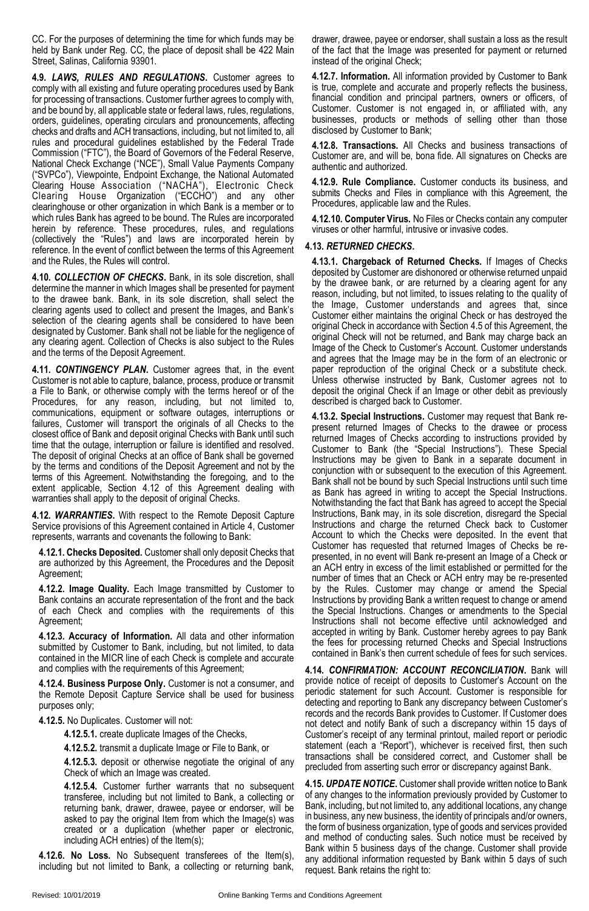CC. For the purposes of determining the time for which funds may be held by Bank under Reg. CC, the place of deposit shall be 422 Main Street, Salinas, California 93901.

**4.9. *LAWS, RULES AND REGULATIONS.*** Customer agrees to comply with all existing and future operating procedures used by Bank for processing of transactions. Customer further agrees to comply with, and be bound by, all applicable state or federal laws, rules, regulations, orders, guidelines, operating circulars and pronouncements, affecting checks and drafts and ACH transactions, including, but not limited to, all rules and procedural guidelines established by the Federal Trade Commission ("FTC"), the Board of Governors of the Federal Reserve, National Check Exchange ("NCE"), Small Value Payments Company ("SVPCo"), Viewpointe, Endpoint Exchange, the National Automated Clearing House Association ("NACHA"), Electronic Check Clearing House Organization ("ECCHO") and any other clearinghouse or other organization in which Bank is a member or to which rules Bank has agreed to be bound. The Rules are incorporated herein by reference. These procedures, rules, and regulations (collectively the "Rules") and laws are incorporated herein by reference. In the event of conflict between the terms of this Agreement and the Rules, the Rules will control.

**4.10. *COLLECTION OF CHECKS.*** Bank, in its sole discretion, shall determine the manner in which Images shall be presented for payment to the drawee bank. Bank, in its sole discretion, shall select the clearing agents used to collect and present the Images, and Bank's selection of the clearing agents shall be considered to have been designated by Customer. Bank shall not be liable for the negligence of any clearing agent. Collection of Checks is also subject to the Rules and the terms of the Deposit Agreement.

**4.11. *CONTINGENCY PLAN.*** Customer agrees that, in the event Customer is not able to capture, balance, process, produce or transmit a File to Bank, or otherwise comply with the terms hereof or of the Procedures, for any reason, including, but not limited to, communications, equipment or software outages, interruptions or failures, Customer will transport the originals of all Checks to the closest office of Bank and deposit original Checks with Bank until such time that the outage, interruption or failure is identified and resolved. The deposit of original Checks at an office of Bank shall be governed by the terms and conditions of the Deposit Agreement and not by the terms of this Agreement. Notwithstanding the foregoing, and to the extent applicable, Section 4.12 of this Agreement dealing with warranties shall apply to the deposit of original Checks.

**4.12. *WARRANTIES.*** With respect to the Remote Deposit Capture Service provisions of this Agreement contained in Article 4, Customer represents, warrants and covenants the following to Bank:

**4.12.1. Checks Deposited.** Customer shall only deposit Checks that are authorized by this Agreement, the Procedures and the Deposit Agreement;

**4.12.2. Image Quality.** Each Image transmitted by Customer to Bank contains an accurate representation of the front and the back of each Check and complies with the requirements of this Agreement;

**4.12.3. Accuracy of Information.** All data and other information submitted by Customer to Bank, including, but not limited, to data contained in the MICR line of each Check is complete and accurate and complies with the requirements of this Agreement;

**4.12.4. Business Purpose Only.** Customer is not a consumer, and the Remote Deposit Capture Service shall be used for business purposes only;

**4.12.5.** No Duplicates. Customer will not:

**4.12.5.1.** create duplicate Images of the Checks,

**4.12.5.2.** transmit a duplicate Image or File to Bank, or

**4.12.5.3.** deposit or otherwise negotiate the original of any Check of which an Image was created.

**4.12.5.4.** Customer further warrants that no subsequent transferee, including but not limited to Bank, a collecting or returning bank, drawer, drawee, payee or endorser, will be asked to pay the original Item from which the Image(s) was created or a duplication (whether paper or electronic, including ACH entries) of the Item(s);

**4.12.6. No Loss.** No Subsequent transferees of the Item(s), including but not limited to Bank, a collecting or returning bank, drawer, drawee, payee or endorser, shall sustain a loss as the result of the fact that the Image was presented for payment or returned instead of the original Check;

**4.12.7. Information.** All information provided by Customer to Bank is true, complete and accurate and properly reflects the business, financial condition and principal partners, owners or officers, of Customer. Customer is not engaged in, or affiliated with, any businesses, products or methods of selling other than those disclosed by Customer to Bank;

**4.12.8. Transactions.** All Checks and business transactions of Customer are, and will be, bona fide. All signatures on Checks are authentic and authorized.

**4.12.9. Rule Compliance.** Customer conducts its business, and submits Checks and Files in compliance with this Agreement, the Procedures, applicable law and the Rules.

**4.12.10. Computer Virus.** No Files or Checks contain any computer viruses or other harmful, intrusive or invasive codes.

**4.13. *RETURNED CHECKS.***

**4.13.1. Chargeback of Returned Checks.** If Images of Checks deposited by Customer are dishonored or otherwise returned unpaid by the drawee bank, or are returned by a clearing agent for any reason, including, but not limited, to issues relating to the quality of the Image, Customer understands and agrees that, since Customer either maintains the original Check or has destroyed the original Check in accordance with Section 4.5 of this Agreement, the original Check will not be returned, and Bank may charge back an Image of the Check to Customer's Account. Customer understands and agrees that the Image may be in the form of an electronic or paper reproduction of the original Check or a substitute check. Unless otherwise instructed by Bank, Customer agrees not to deposit the original Check if an Image or other debit as previously described is charged back to Customer.

**4.13.2. Special Instructions.** Customer may request that Bank re-present returned Images of Checks to the drawee or process returned Images of Checks according to instructions provided by Customer to Bank (the "Special Instructions"). These Special Instructions may be given to Bank in a separate document in conjunction with or subsequent to the execution of this Agreement. Bank shall not be bound by such Special Instructions until such time as Bank has agreed in writing to accept the Special Instructions. Notwithstanding the fact that Bank has agreed to accept the Special Instructions, Bank may, in its sole discretion, disregard the Special Instructions and charge the returned Check back to Customer Account to which the Checks were deposited. In the event that Customer has requested that returned Images of Checks be re-presented, in no event will Bank re-present an Image of a Check or an ACH entry in excess of the limit established or permitted for the number of times that an Check or ACH entry may be re-presented by the Rules. Customer may change or amend the Special Instructions by providing Bank a written request to change or amend the Special Instructions. Changes or amendments to the Special Instructions shall not become effective until acknowledged and accepted in writing by Bank. Customer hereby agrees to pay Bank the fees for processing returned Checks and Special Instructions contained in Bank's then current schedule of fees for such services.

**4.14. *CONFIRMATION: ACCOUNT RECONCILIATION.*** Bank will provide notice of receipt of deposits to Customer's Account on the periodic statement for such Account. Customer is responsible for detecting and reporting to Bank any discrepancy between Customer's records and the records Bank provides to Customer. If Customer does not detect and notify Bank of such a discrepancy within 15 days of Customer's receipt of any terminal printout, mailed report or periodic statement (each a "Report"), whichever is received first, then such transactions shall be considered correct, and Customer shall be precluded from asserting such error or discrepancy against Bank.

**4.15. *UPDATE NOTICE.*** Customer shall provide written notice to Bank of any changes to the information previously provided by Customer to Bank, including, but not limited to, any additional locations, any change in business, any new business, the identity of principals and/or owners, the form of business organization, type of goods and services provided and method of conducting sales. Such notice must be received by Bank within 5 business days of the change. Customer shall provide any additional information requested by Bank within 5 days of such request. Bank retains the right to: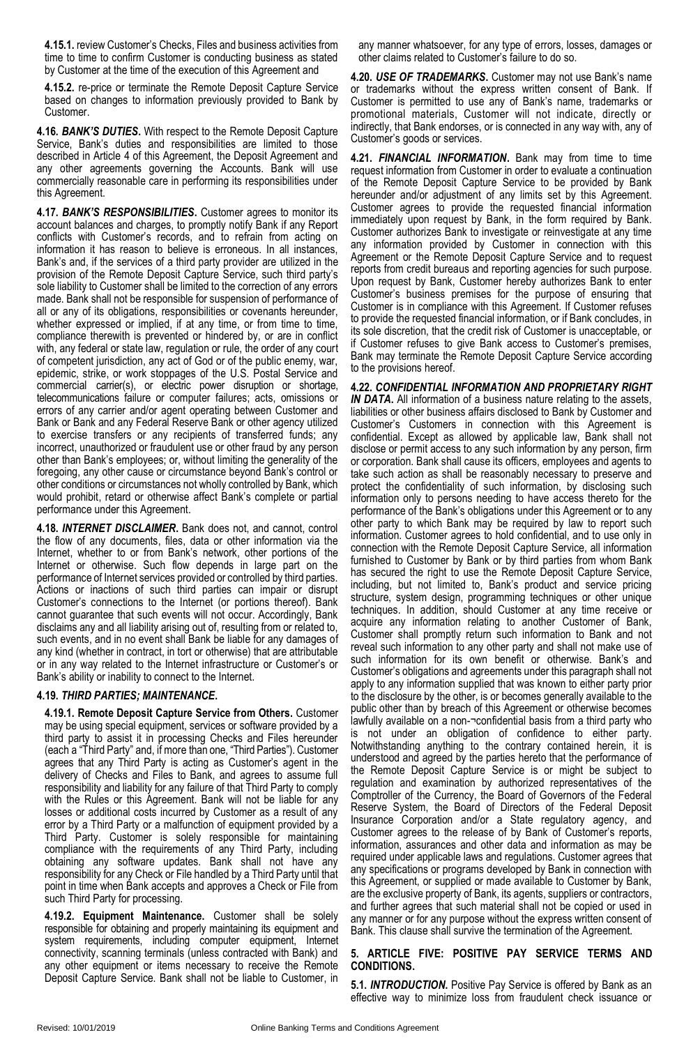**4.15.1.** review Customer's Checks, Files and business activities from time to time to confirm Customer is conducting business as stated by Customer at the time of the execution of this Agreement and

**4.15.2.** re-price or terminate the Remote Deposit Capture Service based on changes to information previously provided to Bank by Customer.

**4.16.** ***BANK'S DUTIES*****.** With respect to the Remote Deposit Capture Service, Bank's duties and responsibilities are limited to those described in Article 4 of this Agreement, the Deposit Agreement and any other agreements governing the Accounts. Bank will use commercially reasonable care in performing its responsibilities under this Agreement.

**4.17.** ***BANK'S RESPONSIBILITIES*****.** Customer agrees to monitor its account balances and charges, to promptly notify Bank if any Report conflicts with Customer's records, and to refrain from acting on information it has reason to believe is erroneous. In all instances, Bank's and, if the services of a third party provider are utilized in the provision of the Remote Deposit Capture Service, such third party's sole liability to Customer shall be limited to the correction of any errors made. Bank shall not be responsible for suspension of performance of all or any of its obligations, responsibilities or covenants hereunder, whether expressed or implied, if at any time, or from time to time, compliance therewith is prevented or hindered by, or are in conflict with, any federal or state law, regulation or rule, the order of any court of competent jurisdiction, any act of God or of the public enemy, war, epidemic, strike, or work stoppages of the U.S. Postal Service and commercial carrier(s), or electric power disruption or shortage, telecommunications failure or computer failures; acts, omissions or errors of any carrier and/or agent operating between Customer and Bank or Bank and any Federal Reserve Bank or other agency utilized to exercise transfers or any recipients of transferred funds; any incorrect, unauthorized or fraudulent use or other fraud by any person other than Bank's employees; or, without limiting the generality of the foregoing, any other cause or circumstance beyond Bank's control or other conditions or circumstances not wholly controlled by Bank, which would prohibit, retard or otherwise affect Bank's complete or partial performance under this Agreement.

**4.18.** ***INTERNET DISCLAIMER*****.** Bank does not, and cannot, control the flow of any documents, files, data or other information via the Internet, whether to or from Bank's network, other portions of the Internet or otherwise. Such flow depends in large part on the performance of Internet services provided or controlled by third parties. Actions or inactions of such third parties can impair or disrupt Customer's connections to the Internet (or portions thereof). Bank cannot guarantee that such events will not occur. Accordingly, Bank disclaims any and all liability arising out of, resulting from or related to, such events, and in no event shall Bank be liable for any damages of any kind (whether in contract, in tort or otherwise) that are attributable or in any way related to the Internet infrastructure or Customer's or Bank's ability or inability to connect to the Internet.

**4.19.** ***THIRD PARTIES; MAINTENANCE*****.**

**4.19.1. Remote Deposit Capture Service from Others.** Customer may be using special equipment, services or software provided by a third party to assist it in processing Checks and Files hereunder (each a "Third Party" and, if more than one, "Third Parties"). Customer agrees that any Third Party is acting as Customer's agent in the delivery of Checks and Files to Bank, and agrees to assume full responsibility and liability for any failure of that Third Party to comply with the Rules or this Agreement. Bank will not be liable for any losses or additional costs incurred by Customer as a result of any error by a Third Party or a malfunction of equipment provided by a Third Party. Customer is solely responsible for maintaining compliance with the requirements of any Third Party, including obtaining any software updates. Bank shall not have any responsibility for any Check or File handled by a Third Party until that point in time when Bank accepts and approves a Check or File from such Third Party for processing.

**4.19.2. Equipment Maintenance.** Customer shall be solely responsible for obtaining and properly maintaining its equipment and system requirements, including computer equipment, Internet connectivity, scanning terminals (unless contracted with Bank) and any other equipment or items necessary to receive the Remote Deposit Capture Service. Bank shall not be liable to Customer, in any manner whatsoever, for any type of errors, losses, damages or other claims related to Customer's failure to do so.

**4.20.** ***USE OF TRADEMARKS*****.** Customer may not use Bank's name or trademarks without the express written consent of Bank. If Customer is permitted to use any of Bank's name, trademarks or promotional materials, Customer will not indicate, directly or indirectly, that Bank endorses, or is connected in any way with, any of Customer's goods or services.

**4.21.** ***FINANCIAL INFORMATION*****.** Bank may from time to time request information from Customer in order to evaluate a continuation of the Remote Deposit Capture Service to be provided by Bank hereunder and/or adjustment of any limits set by this Agreement. Customer agrees to provide the requested financial information immediately upon request by Bank, in the form required by Bank. Customer authorizes Bank to investigate or reinvestigate at any time any information provided by Customer in connection with this Agreement or the Remote Deposit Capture Service and to request reports from credit bureaus and reporting agencies for such purpose. Upon request by Bank, Customer hereby authorizes Bank to enter Customer's business premises for the purpose of ensuring that Customer is in compliance with this Agreement. If Customer refuses to provide the requested financial information, or if Bank concludes, in its sole discretion, that the credit risk of Customer is unacceptable, or if Customer refuses to give Bank access to Customer's premises, Bank may terminate the Remote Deposit Capture Service according to the provisions hereof.

**4.22.** ***CONFIDENTIAL INFORMATION AND PROPRIETARY RIGHT IN DATA*****.** All information of a business nature relating to the assets, liabilities or other business affairs disclosed to Bank by Customer and Customer's Customers in connection with this Agreement is confidential. Except as allowed by applicable law, Bank shall not disclose or permit access to any such information by any person, firm or corporation. Bank shall cause its officers, employees and agents to take such action as shall be reasonably necessary to preserve and protect the confidentiality of such information, by disclosing such information only to persons needing to have access thereto for the performance of the Bank's obligations under this Agreement or to any other party to which Bank may be required by law to report such information. Customer agrees to hold confidential, and to use only in connection with the Remote Deposit Capture Service, all information furnished to Customer by Bank or by third parties from whom Bank has secured the right to use the Remote Deposit Capture Service, including, but not limited to, Bank's product and service pricing structure, system design, programming techniques or other unique techniques. In addition, should Customer at any time receive or acquire any information relating to another Customer of Bank, Customer shall promptly return such information to Bank and not reveal such information to any other party and shall not make use of such information for its own benefit or otherwise. Bank's and Customer's obligations and agreements under this paragraph shall not apply to any information supplied that was known to either party prior to the disclosure by the other, is or becomes generally available to the public other than by breach of this Agreement or otherwise becomes lawfully available on a non-¬confidential basis from a third party who is not under an obligation of confidence to either party. Notwithstanding anything to the contrary contained herein, it is understood and agreed by the parties hereto that the performance of the Remote Deposit Capture Service is or might be subject to regulation and examination by authorized representatives of the Comptroller of the Currency, the Board of Governors of the Federal Reserve System, the Board of Directors of the Federal Deposit Insurance Corporation and/or a State regulatory agency, and Customer agrees to the release of by Bank of Customer's reports, information, assurances and other data and information as may be required under applicable laws and regulations. Customer agrees that any specifications or programs developed by Bank in connection with this Agreement, or supplied or made available to Customer by Bank, are the exclusive property of Bank, its agents, suppliers or contractors, and further agrees that such material shall not be copied or used in any manner or for any purpose without the express written consent of Bank. This clause shall survive the termination of the Agreement.

## 5. ARTICLE FIVE: POSITIVE PAY SERVICE TERMS AND CONDITIONS.

**5.1.** ***INTRODUCTION*****.** Positive Pay Service is offered by Bank as an effective way to minimize loss from fraudulent check issuance or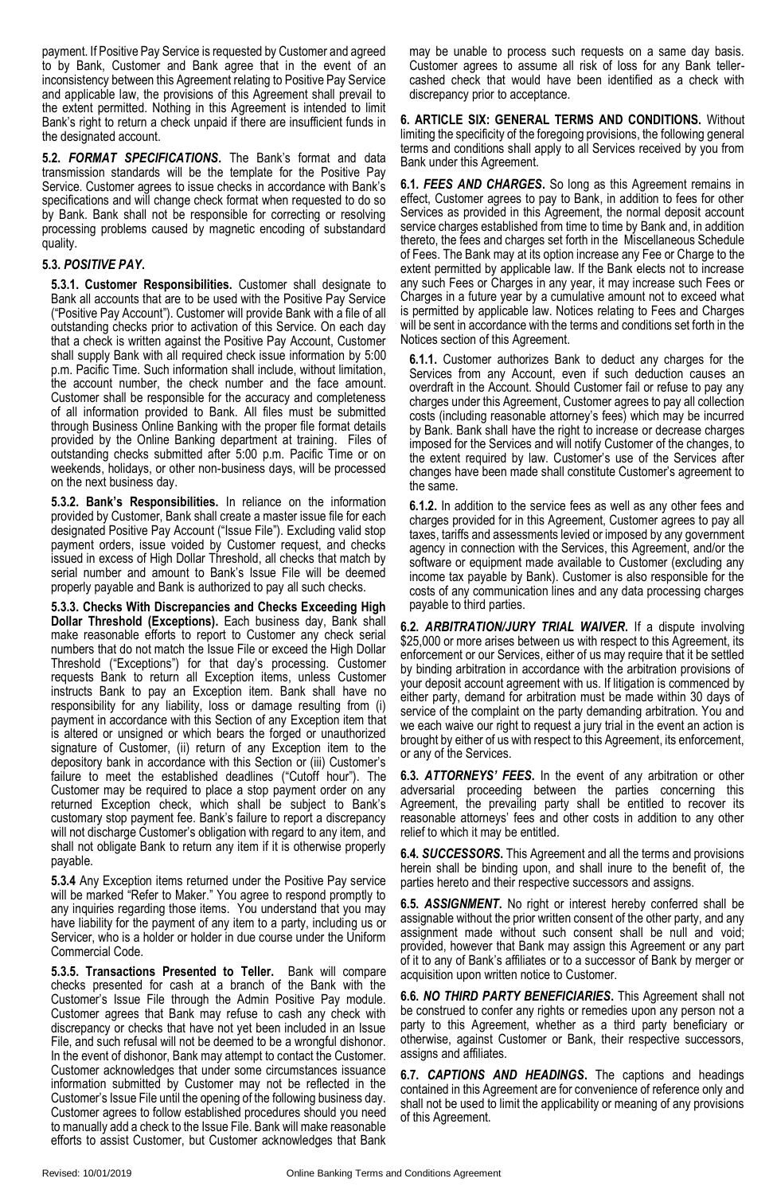payment. If Positive Pay Service is requested by Customer and agreed to by Bank, Customer and Bank agree that in the event of an inconsistency between this Agreement relating to Positive Pay Service and applicable law, the provisions of this Agreement shall prevail to the extent permitted. Nothing in this Agreement is intended to limit Bank's right to return a check unpaid if there are insufficient funds in the designated account.

**5.2.** ***FORMAT SPECIFICATIONS.*** The Bank's format and data transmission standards will be the template for the Positive Pay Service. Customer agrees to issue checks in accordance with Bank's specifications and will change check format when requested to do so by Bank. Bank shall not be responsible for correcting or resolving processing problems caused by magnetic encoding of substandard quality.

**5.3.** ***POSITIVE PAY.***

**5.3.1. Customer Responsibilities.** Customer shall designate to Bank all accounts that are to be used with the Positive Pay Service ("Positive Pay Account"). Customer will provide Bank with a file of all outstanding checks prior to activation of this Service. On each day that a check is written against the Positive Pay Account, Customer shall supply Bank with all required check issue information by 5:00 p.m. Pacific Time. Such information shall include, without limitation, the account number, the check number and the face amount. Customer shall be responsible for the accuracy and completeness of all information provided to Bank. All files must be submitted through Business Online Banking with the proper file format details provided by the Online Banking department at training. Files of outstanding checks submitted after 5:00 p.m. Pacific Time or on weekends, holidays, or other non-business days, will be processed on the next business day.

**5.3.2. Bank's Responsibilities.** In reliance on the information provided by Customer, Bank shall create a master issue file for each designated Positive Pay Account ("Issue File"). Excluding valid stop payment orders, issue voided by Customer request, and checks issued in excess of High Dollar Threshold, all checks that match by serial number and amount to Bank's Issue File will be deemed properly payable and Bank is authorized to pay all such checks.

**5.3.3. Checks With Discrepancies and Checks Exceeding High Dollar Threshold (Exceptions).** Each business day, Bank shall make reasonable efforts to report to Customer any check serial numbers that do not match the Issue File or exceed the High Dollar Threshold ("Exceptions") for that day's processing. Customer requests Bank to return all Exception items, unless Customer instructs Bank to pay an Exception item. Bank shall have no responsibility for any liability, loss or damage resulting from (i) payment in accordance with this Section of any Exception item that is altered or unsigned or which bears the forged or unauthorized signature of Customer, (ii) return of any Exception item to the depository bank in accordance with this Section or (iii) Customer's failure to meet the established deadlines ("Cutoff hour"). The Customer may be required to place a stop payment order on any returned Exception check, which shall be subject to Bank's customary stop payment fee. Bank's failure to report a discrepancy will not discharge Customer's obligation with regard to any item, and shall not obligate Bank to return any item if it is otherwise properly payable.

**5.3.4** Any Exception items returned under the Positive Pay service will be marked "Refer to Maker." You agree to respond promptly to any inquiries regarding those items. You understand that you may have liability for the payment of any item to a party, including us or Servicer, who is a holder or holder in due course under the Uniform Commercial Code.

**5.3.5. Transactions Presented to Teller.** Bank will compare checks presented for cash at a branch of the Bank with the Customer's Issue File through the Admin Positive Pay module. Customer agrees that Bank may refuse to cash any check with discrepancy or checks that have not yet been included in an Issue File, and such refusal will not be deemed to be a wrongful dishonor. In the event of dishonor, Bank may attempt to contact the Customer. Customer acknowledges that under some circumstances issuance information submitted by Customer may not be reflected in the Customer's Issue File until the opening of the following business day. Customer agrees to follow established procedures should you need to manually add a check to the Issue File. Bank will make reasonable efforts to assist Customer, but Customer acknowledges that Bank may be unable to process such requests on a same day basis. Customer agrees to assume all risk of loss for any Bank teller-cashed check that would have been identified as a check with discrepancy prior to acceptance.

**6. ARTICLE SIX: GENERAL TERMS AND CONDITIONS.** Without limiting the specificity of the foregoing provisions, the following general terms and conditions shall apply to all Services received by you from Bank under this Agreement.

**6.1.** ***FEES AND CHARGES.*** So long as this Agreement remains in effect, Customer agrees to pay to Bank, in addition to fees for other Services as provided in this Agreement, the normal deposit account service charges established from time to time by Bank and, in addition thereto, the fees and charges set forth in the Miscellaneous Schedule of Fees. The Bank may at its option increase any Fee or Charge to the extent permitted by applicable law. If the Bank elects not to increase any such Fees or Charges in any year, it may increase such Fees or Charges in a future year by a cumulative amount not to exceed what is permitted by applicable law. Notices relating to Fees and Charges will be sent in accordance with the terms and conditions set forth in the Notices section of this Agreement.

**6.1.1.** Customer authorizes Bank to deduct any charges for the Services from any Account, even if such deduction causes an overdraft in the Account. Should Customer fail or refuse to pay any charges under this Agreement, Customer agrees to pay all collection costs (including reasonable attorney's fees) which may be incurred by Bank. Bank shall have the right to increase or decrease charges imposed for the Services and will notify Customer of the changes, to the extent required by law. Customer's use of the Services after changes have been made shall constitute Customer's agreement to the same.

**6.1.2.** In addition to the service fees as well as any other fees and charges provided for in this Agreement, Customer agrees to pay all taxes, tariffs and assessments levied or imposed by any government agency in connection with the Services, this Agreement, and/or the software or equipment made available to Customer (excluding any income tax payable by Bank). Customer is also responsible for the costs of any communication lines and any data processing charges payable to third parties.

**6.2.** ***ARBITRATION/JURY TRIAL WAIVER.*** If a dispute involving $25,000 or more arises between us with respect to this Agreement, its enforcement or our Services, either of us may require that it be settled by binding arbitration in accordance with the arbitration provisions of your deposit account agreement with us. If litigation is commenced by either party, demand for arbitration must be made within 30 days of service of the complaint on the party demanding arbitration. You and we each waive our right to request a jury trial in the event an action is brought by either of us with respect to this Agreement, its enforcement, or any of the Services.

**6.3.** ***ATTORNEYS' FEES.*** In the event of any arbitration or other adversarial proceeding between the parties concerning this Agreement, the prevailing party shall be entitled to recover its reasonable attorneys' fees and other costs in addition to any other relief to which it may be entitled.

**6.4.** ***SUCCESSORS.*** This Agreement and all the terms and provisions herein shall be binding upon, and shall inure to the benefit of, the parties hereto and their respective successors and assigns.

**6.5.** ***ASSIGNMENT.*** No right or interest hereby conferred shall be assignable without the prior written consent of the other party, and any assignment made without such consent shall be null and void; provided, however that Bank may assign this Agreement or any part of it to any of Bank's affiliates or to a successor of Bank by merger or acquisition upon written notice to Customer.

**6.6.** ***NO THIRD PARTY BENEFICIARIES.*** This Agreement shall not be construed to confer any rights or remedies upon any person not a party to this Agreement, whether as a third party beneficiary or otherwise, against Customer or Bank, their respective successors, assigns and affiliates.

**6.7.** ***CAPTIONS AND HEADINGS.*** The captions and headings contained in this Agreement are for convenience of reference only and shall not be used to limit the applicability or meaning of any provisions of this Agreement.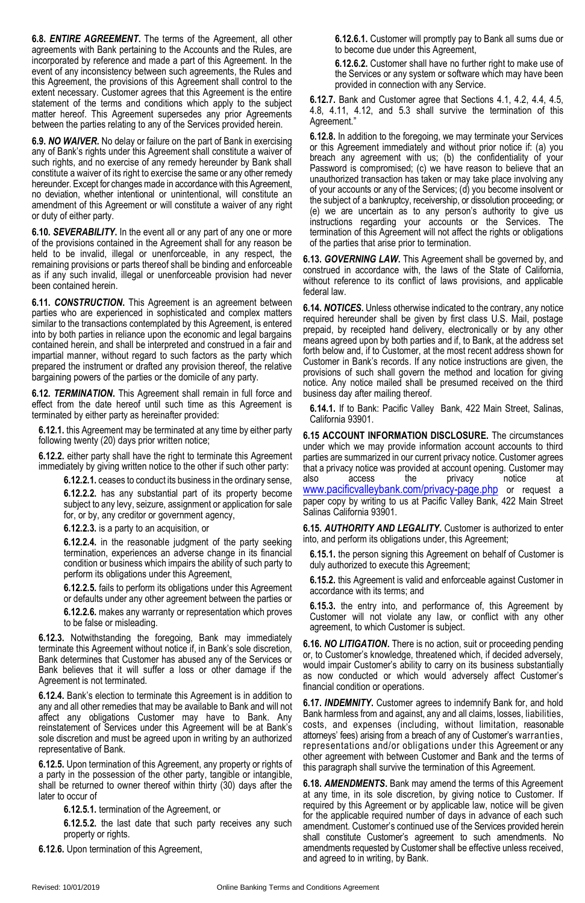**6.8. *ENTIRE AGREEMENT*.** The terms of the Agreement, all other agreements with Bank pertaining to the Accounts and the Rules, are incorporated by reference and made a part of this Agreement. In the event of any inconsistency between such agreements, the Rules and this Agreement, the provisions of this Agreement shall control to the extent necessary. Customer agrees that this Agreement is the entire statement of the terms and conditions which apply to the subject matter hereof. This Agreement supersedes any prior Agreements between the parties relating to any of the Services provided herein.

**6.9. *NO WAIVER*.** No delay or failure on the part of Bank in exercising any of Bank's rights under this Agreement shall constitute a waiver of such rights, and no exercise of any remedy hereunder by Bank shall constitute a waiver of its right to exercise the same or any other remedy hereunder. Except for changes made in accordance with this Agreement, no deviation, whether intentional or unintentional, will constitute an amendment of this Agreement or will constitute a waiver of any right or duty of either party.

**6.10. *SEVERABILITY*.** In the event all or any part of any one or more of the provisions contained in the Agreement shall for any reason be held to be invalid, illegal or unenforceable, in any respect, the remaining provisions or parts thereof shall be binding and enforceable as if any such invalid, illegal or unenforceable provision had never been contained herein.

**6.11. *CONSTRUCTION*.** This Agreement is an agreement between parties who are experienced in sophisticated and complex matters similar to the transactions contemplated by this Agreement, is entered into by both parties in reliance upon the economic and legal bargains contained herein, and shall be interpreted and construed in a fair and impartial manner, without regard to such factors as the party which prepared the instrument or drafted any provision thereof, the relative bargaining powers of the parties or the domicile of any party.

**6.12. *TERMINATION*.** This Agreement shall remain in full force and effect from the date hereof until such time as this Agreement is terminated by either party as hereinafter provided:

**6.12.1.** this Agreement may be terminated at any time by either party following twenty (20) days prior written notice;

**6.12.2.** either party shall have the right to terminate this Agreement immediately by giving written notice to the other if such other party:

**6.12.2.1.** ceases to conduct its business in the ordinary sense,

**6.12.2.2.** has any substantial part of its property become subject to any levy, seizure, assignment or application for sale for, or by, any creditor or government agency,

**6.12.2.3.** is a party to an acquisition, or

**6.12.2.4.** in the reasonable judgment of the party seeking termination, experiences an adverse change in its financial condition or business which impairs the ability of such party to perform its obligations under this Agreement,

**6.12.2.5.** fails to perform its obligations under this Agreement or defaults under any other agreement between the parties or

**6.12.2.6.** makes any warranty or representation which proves to be false or misleading.

**6.12.3.** Notwithstanding the foregoing, Bank may immediately terminate this Agreement without notice if, in Bank's sole discretion, Bank determines that Customer has abused any of the Services or Bank believes that it will suffer a loss or other damage if the Agreement is not terminated.

**6.12.4.** Bank's election to terminate this Agreement is in addition to any and all other remedies that may be available to Bank and will not affect any obligations Customer may have to Bank. Any reinstatement of Services under this Agreement will be at Bank's sole discretion and must be agreed upon in writing by an authorized representative of Bank.

**6.12.5.** Upon termination of this Agreement, any property or rights of a party in the possession of the other party, tangible or intangible, shall be returned to owner thereof within thirty (30) days after the later to occur of

**6.12.5.1.** termination of the Agreement, or

**6.12.5.2.** the last date that such party receives any such property or rights.

**6.12.6.** Upon termination of this Agreement,

**6.12.6.1.** Customer will promptly pay to Bank all sums due or to become due under this Agreement,

**6.12.6.2.** Customer shall have no further right to make use of the Services or any system or software which may have been provided in connection with any Service.

**6.12.7.** Bank and Customer agree that Sections 4.1, 4.2, 4.4, 4.5, 4.8, 4.11, 4.12, and 5.3 shall survive the termination of this Agreement."

**6.12.8.** In addition to the foregoing, we may terminate your Services or this Agreement immediately and without prior notice if: (a) you breach any agreement with us; (b) the confidentiality of your Password is compromised; (c) we have reason to believe that an unauthorized transaction has taken or may take place involving any of your accounts or any of the Services; (d) you become insolvent or the subject of a bankruptcy, receivership, or dissolution proceeding; or (e) we are uncertain as to any person's authority to give us instructions regarding your accounts or the Services. The termination of this Agreement will not affect the rights or obligations of the parties that arise prior to termination.

**6.13. *GOVERNING LAW*.** This Agreement shall be governed by, and construed in accordance with, the laws of the State of California, without reference to its conflict of laws provisions, and applicable federal law.

**6.14. *NOTICES*.** Unless otherwise indicated to the contrary, any notice required hereunder shall be given by first class U.S. Mail, postage prepaid, by receipted hand delivery, electronically or by any other means agreed upon by both parties and if, to Bank, at the address set forth below and, if to Customer, at the most recent address shown for Customer in Bank's records. If any notice instructions are given, the provisions of such shall govern the method and location for giving notice. Any notice mailed shall be presumed received on the third business day after mailing thereof.

**6.14.1.** If to Bank: Pacific Valley Bank, 422 Main Street, Salinas, California 93901.

**6.15 ACCOUNT INFORMATION DISCLOSURE.** The circumstances under which we may provide information account accounts to third parties are summarized in our current privacy notice. Customer agrees that a privacy notice was provided at account opening. Customer may also access the privacy notice at www.pacificvalleybank.com/privacy-page.php or request a paper copy by writing to us at Pacific Valley Bank, 422 Main Street Salinas California 93901.

**6.15. *AUTHORITY AND LEGALITY*.** Customer is authorized to enter into, and perform its obligations under, this Agreement;

**6.15.1.** the person signing this Agreement on behalf of Customer is duly authorized to execute this Agreement;

**6.15.2.** this Agreement is valid and enforceable against Customer in accordance with its terms; and

**6.15.3.** the entry into, and performance of, this Agreement by Customer will not violate any law, or conflict with any other agreement, to which Customer is subject.

**6.16. *NO LITIGATION*.** There is no action, suit or proceeding pending or, to Customer's knowledge, threatened which, if decided adversely, would impair Customer's ability to carry on its business substantially as now conducted or which would adversely affect Customer's financial condition or operations.

**6.17. *INDEMNITY*.** Customer agrees to indemnify Bank for, and hold Bank harmless from and against, any and all claims, losses, liabilities, costs, and expenses (including, without limitation, reasonable attorneys' fees) arising from a breach of any of Customer's warranties, representations and/or obligations under this Agreement or any other agreement with between Customer and Bank and the terms of this paragraph shall survive the termination of this Agreement.

**6.18. *AMENDMENTS*.** Bank may amend the terms of this Agreement at any time, in its sole discretion, by giving notice to Customer. If required by this Agreement or by applicable law, notice will be given for the applicable required number of days in advance of each such amendment. Customer's continued use of the Services provided herein shall constitute Customer's agreement to such amendments. No amendments requested by Customer shall be effective unless received, and agreed to in writing, by Bank.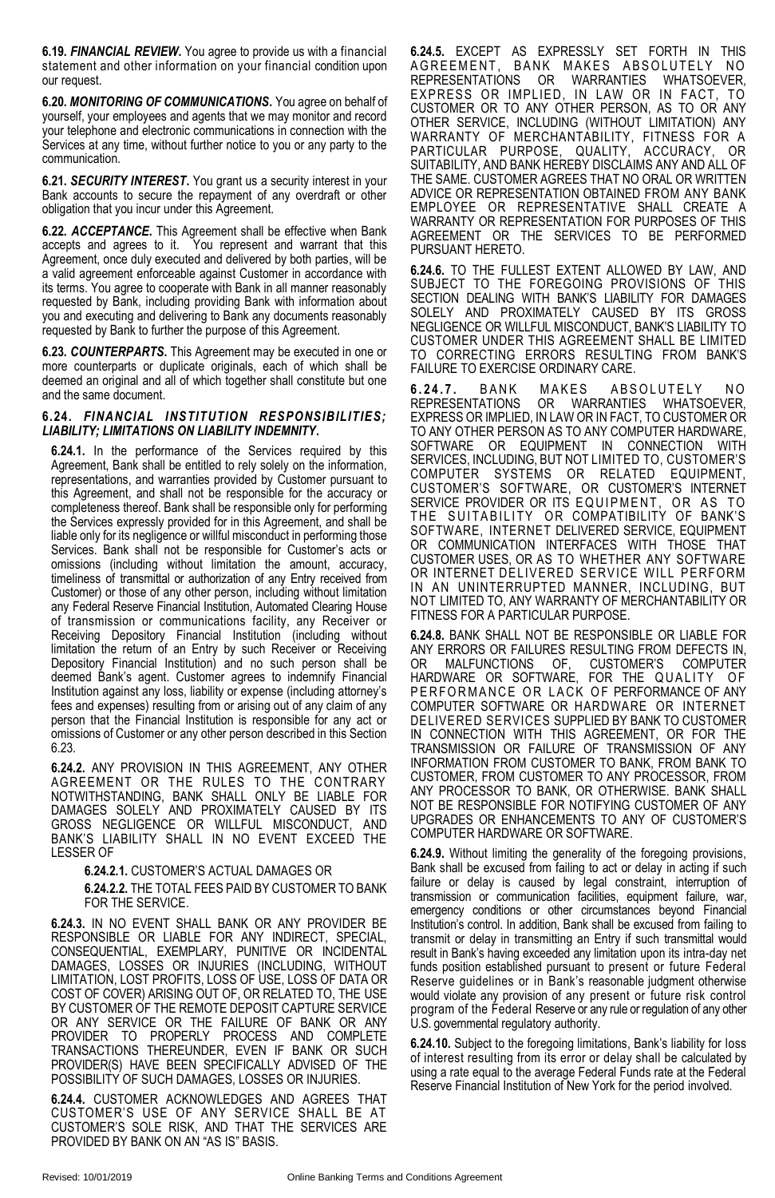**6.19. *FINANCIAL REVIEW*.** You agree to provide us with a financial statement and other information on your financial condition upon our request.

**6.20. *MONITORING OF COMMUNICATIONS*.** You agree on behalf of yourself, your employees and agents that we may monitor and record your telephone and electronic communications in connection with the Services at any time, without further notice to you or any party to the communication.

**6.21. *SECURITY INTEREST*.** You grant us a security interest in your Bank accounts to secure the repayment of any overdraft or other obligation that you incur under this Agreement.

**6.22. *ACCEPTANCE*.** This Agreement shall be effective when Bank accepts and agrees to it. You represent and warrant that this Agreement, once duly executed and delivered by both parties, will be a valid agreement enforceable against Customer in accordance with its terms. You agree to cooperate with Bank in all manner reasonably requested by Bank, including providing Bank with information about you and executing and delivering to Bank any documents reasonably requested by Bank to further the purpose of this Agreement.

**6.23. *COUNTERPARTS*.** This Agreement may be executed in one or more counterparts or duplicate originals, each of which shall be deemed an original and all of which together shall constitute but one and the same document.

**6.24. *FINANCIAL INSTITUTION RESPONSIBILITIES; LIABILITY; LIMITATIONS ON LIABILITY INDEMNITY*.**

**6.24.1.** In the performance of the Services required by this Agreement, Bank shall be entitled to rely solely on the information, representations, and warranties provided by Customer pursuant to this Agreement, and shall not be responsible for the accuracy or completeness thereof. Bank shall be responsible only for performing the Services expressly provided for in this Agreement, and shall be liable only for its negligence or willful misconduct in performing those Services. Bank shall not be responsible for Customer's acts or omissions (including without limitation the amount, accuracy, timeliness of transmittal or authorization of any Entry received from Customer) or those of any other person, including without limitation any Federal Reserve Financial Institution, Automated Clearing House of transmission or communications facility, any Receiver or Receiving Depository Financial Institution (including without limitation the return of an Entry by such Receiver or Receiving Depository Financial Institution) and no such person shall be deemed Bank's agent. Customer agrees to indemnify Financial Institution against any loss, liability or expense (including attorney's fees and expenses) resulting from or arising out of any claim of any person that the Financial Institution is responsible for any act or omissions of Customer or any other person described in this Section 6.23.

**6.24.2.** ANY PROVISION IN THIS AGREEMENT, ANY OTHER AGREEMENT OR THE RULES TO THE CONTRARY NOTWITHSTANDING, BANK SHALL ONLY BE LIABLE FOR DAMAGES SOLELY AND PROXIMATELY CAUSED BY ITS GROSS NEGLIGENCE OR WILLFUL MISCONDUCT, AND BANK'S LIABILITY SHALL IN NO EVENT EXCEED THE LESSER OF

**6.24.2.1.** CUSTOMER'S ACTUAL DAMAGES OR

**6.24.2.2.** THE TOTAL FEES PAID BY CUSTOMER TO BANK FOR THE SERVICE.

**6.24.3.** IN NO EVENT SHALL BANK OR ANY PROVIDER BE RESPONSIBLE OR LIABLE FOR ANY INDIRECT, SPECIAL, CONSEQUENTIAL, EXEMPLARY, PUNITIVE OR INCIDENTAL DAMAGES, LOSSES OR INJURIES (INCLUDING, WITHOUT LIMITATION, LOST PROFITS, LOSS OF USE, LOSS OF DATA OR COST OF COVER) ARISING OUT OF, OR RELATED TO, THE USE BY CUSTOMER OF THE REMOTE DEPOSIT CAPTURE SERVICE OR ANY SERVICE OR THE FAILURE OF BANK OR ANY PROVIDER TO PROPERLY PROCESS AND COMPLETE TRANSACTIONS THEREUNDER, EVEN IF BANK OR SUCH PROVIDER(S) HAVE BEEN SPECIFICALLY ADVISED OF THE POSSIBILITY OF SUCH DAMAGES, LOSSES OR INJURIES.

**6.24.4.** CUSTOMER ACKNOWLEDGES AND AGREES THAT CUSTOMER'S USE OF ANY SERVICE SHALL BE AT CUSTOMER'S SOLE RISK, AND THAT THE SERVICES ARE PROVIDED BY BANK ON AN "AS IS" BASIS.

**6.24.5.** EXCEPT AS EXPRESSLY SET FORTH IN THIS AGREEMENT, BANK MAKES ABSOLUTELY NO REPRESENTATIONS OR WARRANTIES WHATSOEVER, EXPRESS OR IMPLIED, IN LAW OR IN FACT, TO CUSTOMER OR TO ANY OTHER PERSON, AS TO OR ANY OTHER SERVICE, INCLUDING (WITHOUT LIMITATION) ANY WARRANTY OF MERCHANTABILITY, FITNESS FOR A PARTICULAR PURPOSE, QUALITY, ACCURACY, OR SUITABILITY, AND BANK HEREBY DISCLAIMS ANY AND ALL OF THE SAME. CUSTOMER AGREES THAT NO ORAL OR WRITTEN ADVICE OR REPRESENTATION OBTAINED FROM ANY BANK EMPLOYEE OR REPRESENTATIVE SHALL CREATE A WARRANTY OR REPRESENTATION FOR PURPOSES OF THIS AGREEMENT OR THE SERVICES TO BE PERFORMED PURSUANT HERETO.

**6.24.6.** TO THE FULLEST EXTENT ALLOWED BY LAW, AND SUBJECT TO THE FOREGOING PROVISIONS OF THIS SECTION DEALING WITH BANK'S LIABILITY FOR DAMAGES SOLELY AND PROXIMATELY CAUSED BY ITS GROSS NEGLIGENCE OR WILLFUL MISCONDUCT, BANK'S LIABILITY TO CUSTOMER UNDER THIS AGREEMENT SHALL BE LIMITED TO CORRECTING ERRORS RESULTING FROM BANK'S FAILURE TO EXERCISE ORDINARY CARE.

**6.24.7.** BANK MAKES ABSOLUTELY NO REPRESENTATIONS OR WARRANTIES WHATSOEVER, EXPRESS OR IMPLIED, IN LAW OR IN FACT, TO CUSTOMER OR TO ANY OTHER PERSON AS TO ANY COMPUTER HARDWARE, SOFTWARE OR EQUIPMENT IN CONNECTION WITH SERVICES, INCLUDING, BUT NOT LIMITED TO, CUSTOMER'S COMPUTER SYSTEMS OR RELATED EQUIPMENT, CUSTOMER'S SOFTWARE, OR CUSTOMER'S INTERNET SERVICE PROVIDER OR ITS EQUIPMENT, OR AS TO THE SUITABILITY OR COMPATIBILITY OF BANK'S SOFTWARE, INTERNET DELIVERED SERVICE, EQUIPMENT OR COMMUNICATION INTERFACES WITH THOSE THAT CUSTOMER USES, OR AS TO WHETHER ANY SOFTWARE OR INTERNET DELIVERED SERVICE WILL PERFORM IN AN UNINTERRUPTED MANNER, INCLUDING, BUT NOT LIMITED TO, ANY WARRANTY OF MERCHANTABILITY OR FITNESS FOR A PARTICULAR PURPOSE.

**6.24.8.** BANK SHALL NOT BE RESPONSIBLE OR LIABLE FOR ANY ERRORS OR FAILURES RESULTING FROM DEFECTS IN, OR MALFUNCTIONS OF, CUSTOMER'S COMPUTER HARDWARE OR SOFTWARE, FOR THE QUALITY OF PERFORMANCE OR LACK OF PERFORMANCE OF ANY COMPUTER SOFTWARE OR HARDWARE OR INTERNET DELIVERED SERVICES SUPPLIED BY BANK TO CUSTOMER IN CONNECTION WITH THIS AGREEMENT, OR FOR THE TRANSMISSION OR FAILURE OF TRANSMISSION OF ANY INFORMATION FROM CUSTOMER TO BANK, FROM BANK TO CUSTOMER, FROM CUSTOMER TO ANY PROCESSOR, FROM ANY PROCESSOR TO BANK, OR OTHERWISE. BANK SHALL NOT BE RESPONSIBLE FOR NOTIFYING CUSTOMER OF ANY UPGRADES OR ENHANCEMENTS TO ANY OF CUSTOMER'S COMPUTER HARDWARE OR SOFTWARE.

**6.24.9.** Without limiting the generality of the foregoing provisions, Bank shall be excused from failing to act or delay in acting if such failure or delay is caused by legal constraint, interruption of transmission or communication facilities, equipment failure, war, emergency conditions or other circumstances beyond Financial Institution's control. In addition, Bank shall be excused from failing to transmit or delay in transmitting an Entry if such transmittal would result in Bank's having exceeded any limitation upon its intra-day net funds position established pursuant to present or future Federal Reserve guidelines or in Bank's reasonable judgment otherwise would violate any provision of any present or future risk control program of the Federal Reserve or any rule or regulation of any other U.S. governmental regulatory authority.

**6.24.10.** Subject to the foregoing limitations, Bank's liability for loss of interest resulting from its error or delay shall be calculated by using a rate equal to the average Federal Funds rate at the Federal Reserve Financial Institution of New York for the period involved.